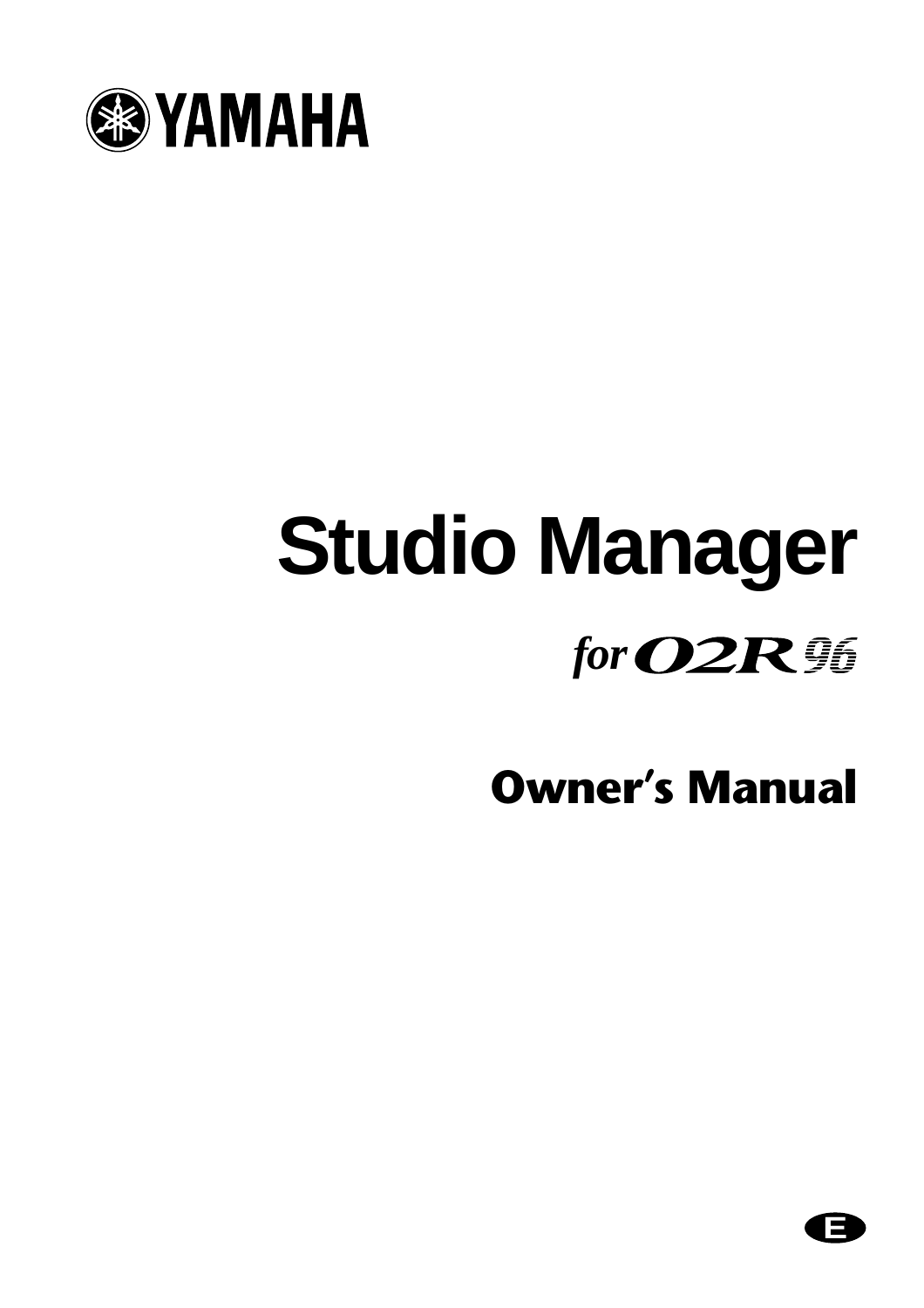YAMAHA

# Studio Manager

## for 02R96

## Owner's Manual

E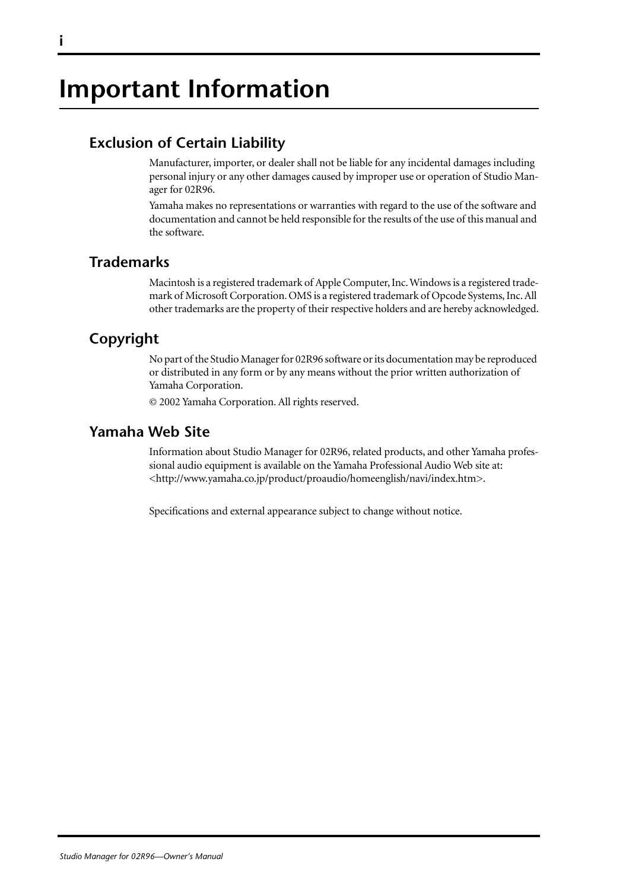# Important Information

## Exclusion of Certain Liability

Manufacturer, importer, or dealer shall not be liable for any incidental damages including personal injury or any other damages caused by improper use or operation of Studio Manager for 02R96.

Yamaha makes no representations or warranties with regard to the use of the software and documentation and cannot be held responsible for the results of the use of this manual and the software.

## Trademarks

Macintosh is a registered trademark of Apple Computer, Inc. Windows is a registered trademark of Microsoft Corporation. OMS is a registered trademark of Opcode Systems, Inc. All other trademarks are the property of their respective holders and are hereby acknowledged.

## Copyright

No part of the Studio Manager for 02R96 software or its documentation may be reproduced or distributed in any form or by any means without the prior written authorization of Yamaha Corporation.

© 2002 Yamaha Corporation. All rights reserved.

## Yamaha Web Site

Information about Studio Manager for 02R96, related products, and other Yamaha professional audio equipment is available on the Yamaha Professional Audio Web site at: <http://www.yamaha.co.jp/product/proaudio/homeenglish/navi/index.htm>.

Specifications and external appearance subject to change without notice.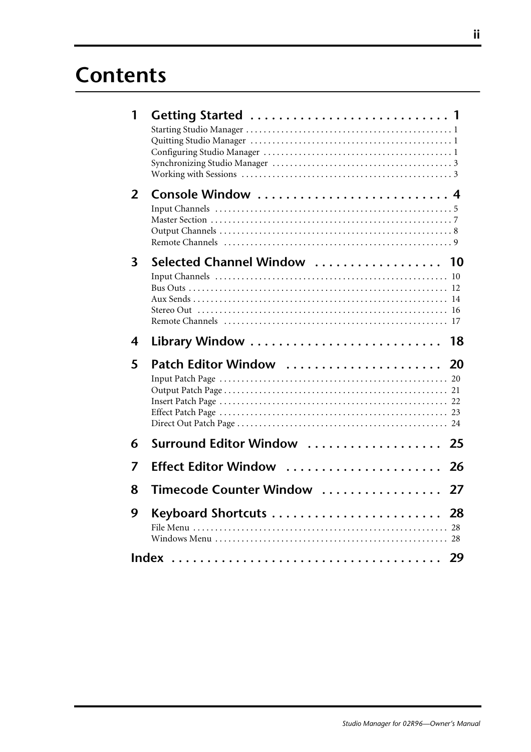# Contents

**1 Getting Started** ............................ 1

- Starting Studio Manager ............................ 1
- Quitting Studio Manager ............................ 1
- Configuring Studio Manager ............................ 1
- Synchronizing Studio Manager ............................ 3
- Working with Sessions ............................ 3

**2 Console Window** ............................ 4

- Input Channels ............................ 5
- Master Section ............................ 7
- Output Channels ............................ 8
- Remote Channels ............................ 9

**3 Selected Channel Window** ............................ 10

- Input Channels ............................ 10
- Bus Outs ............................ 12
- Aux Sends ............................ 14
- Stereo Out ............................ 16
- Remote Channels ............................ 17

**4 Library Window** ............................ 18

**5 Patch Editor Window** ............................ 20

- Input Patch Page ............................ 20
- Output Patch Page ............................ 21
- Insert Patch Page ............................ 22
- Effect Patch Page ............................ 23
- Direct Out Patch Page ............................ 24

**6 Surround Editor Window** ............................ 25

**7 Effect Editor Window** ............................ 26

**8 Timecode Counter Window** ............................ 27

**9 Keyboard Shortcuts** ............................ 28

- File Menu ............................ 28
- Windows Menu ............................ 28

**Index** ............................ 29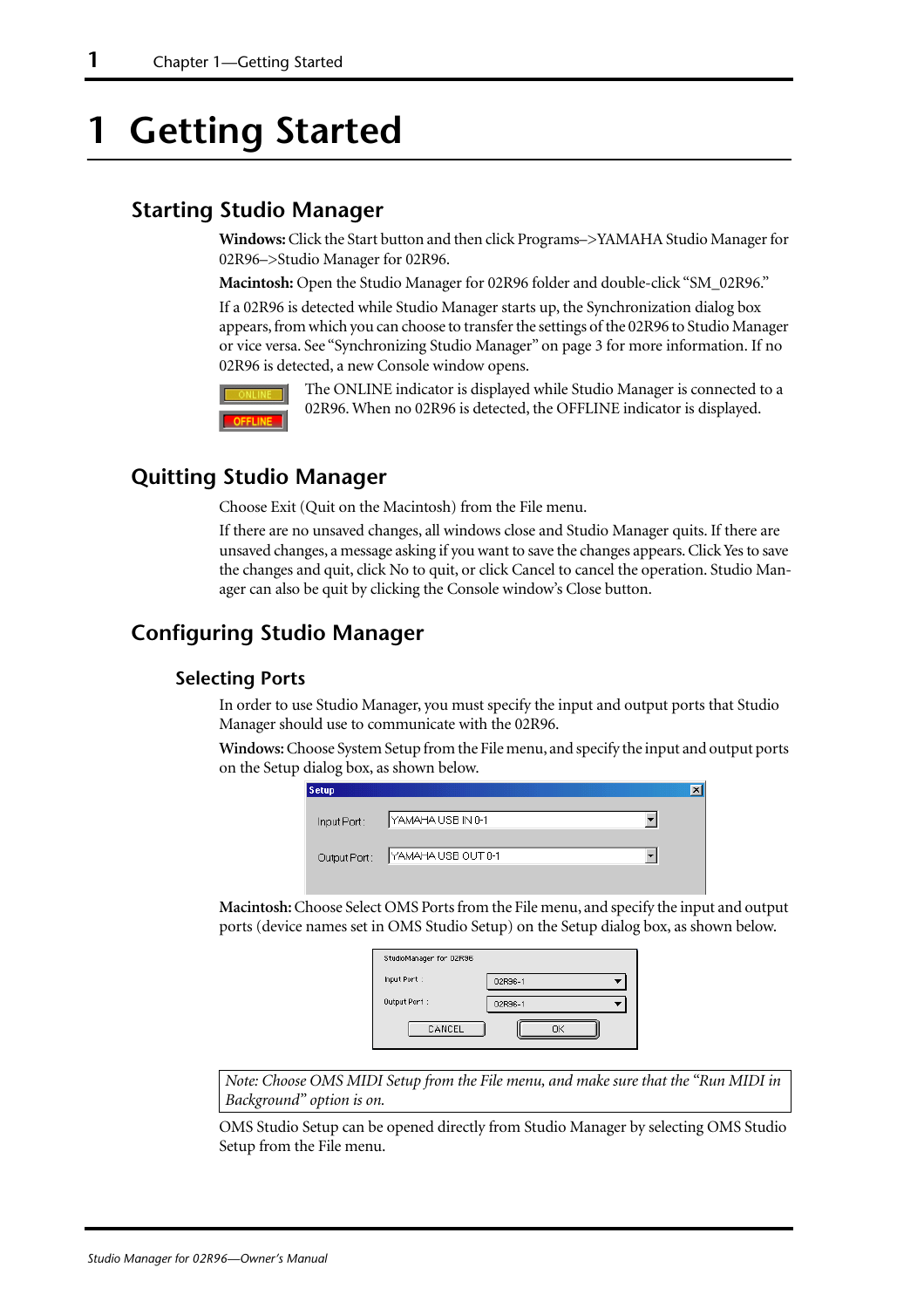# 1 Getting Started

## Starting Studio Manager

**Windows:** Click the Start button and then click Programs–>YAMAHA Studio Manager for 02R96–>Studio Manager for 02R96.

**Macintosh:** Open the Studio Manager for 02R96 folder and double-click "SM_02R96."

If a 02R96 is detected while Studio Manager starts up, the Synchronization dialog box appears, from which you can choose to transfer the settings of the 02R96 to Studio Manager or vice versa. See "Synchronizing Studio Manager" on page 3 for more information. If no 02R96 is detected, a new Console window opens.

The ONLINE indicator is displayed while Studio Manager is connected to a 02R96. When no 02R96 is detected, the OFFLINE indicator is displayed.

## Quitting Studio Manager

Choose Exit (Quit on the Macintosh) from the File menu.

If there are no unsaved changes, all windows close and Studio Manager quits. If there are unsaved changes, a message asking if you want to save the changes appears. Click Yes to save the changes and quit, click No to quit, or click Cancel to cancel the operation. Studio Manager can also be quit by clicking the Console window's Close button.

## Configuring Studio Manager

### Selecting Ports

In order to use Studio Manager, you must specify the input and output ports that Studio Manager should use to communicate with the 02R96.

**Windows:** Choose System Setup from the File menu, and specify the input and output ports on the Setup dialog box, as shown below.

**Macintosh:** Choose Select OMS Ports from the File menu, and specify the input and output ports (device names set in OMS Studio Setup) on the Setup dialog box, as shown below.

*Note: Choose OMS MIDI Setup from the File menu, and make sure that the "Run MIDI in Background" option is on.*

OMS Studio Setup can be opened directly from Studio Manager by selecting OMS Studio Setup from the File menu.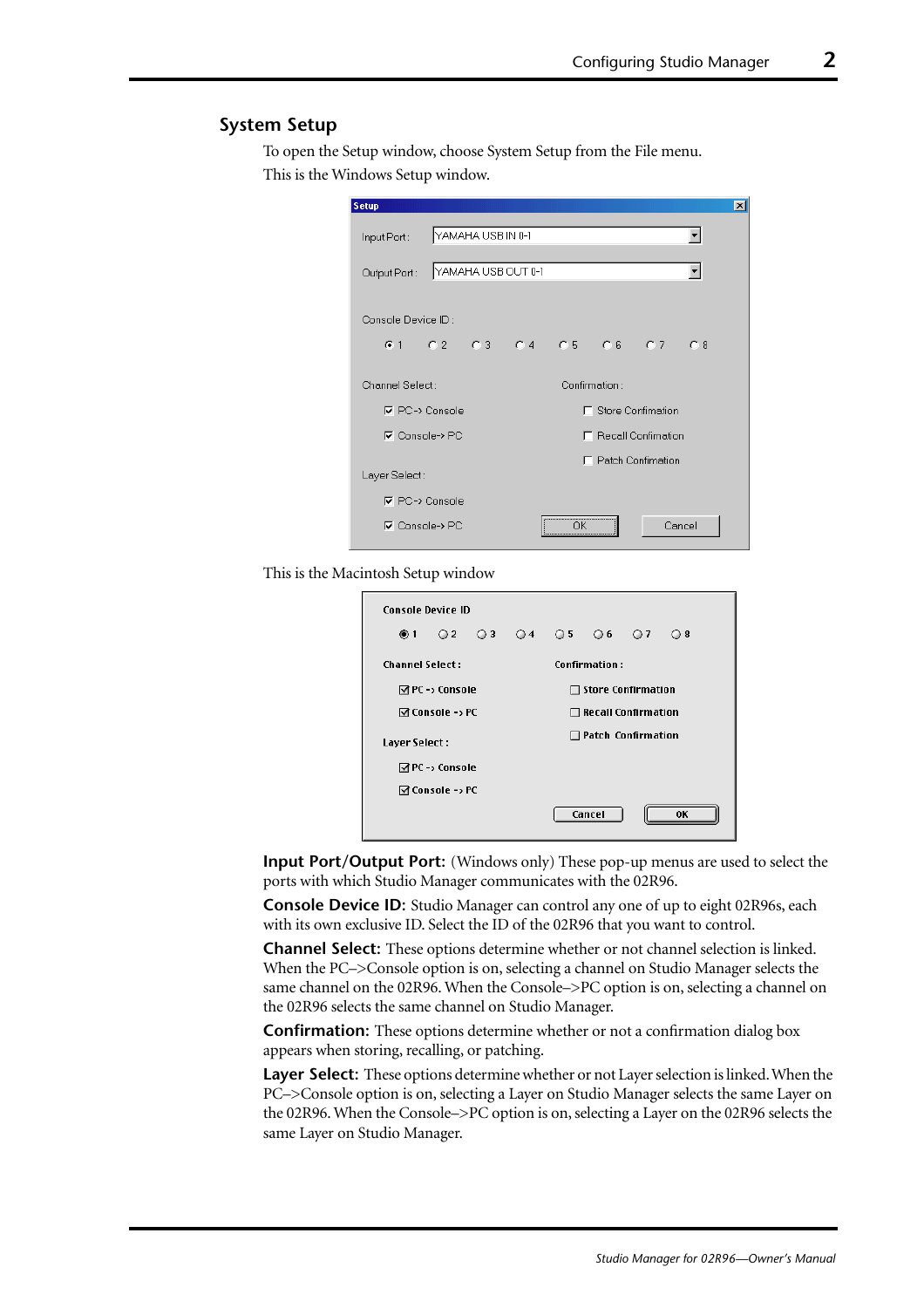### System Setup

To open the Setup window, choose System Setup from the File menu.

This is the Windows Setup window.

This is the Macintosh Setup window

**Input Port/Output Port:** (Windows only) These pop-up menus are used to select the ports with which Studio Manager communicates with the 02R96.

**Console Device ID:** Studio Manager can control any one of up to eight 02R96s, each with its own exclusive ID. Select the ID of the 02R96 that you want to control.

**Channel Select:** These options determine whether or not channel selection is linked. When the PC–>Console option is on, selecting a channel on Studio Manager selects the same channel on the 02R96. When the Console–>PC option is on, selecting a channel on the 02R96 selects the same channel on Studio Manager.

**Confirmation:** These options determine whether or not a confirmation dialog box appears when storing, recalling, or patching.

**Layer Select:** These options determine whether or not Layer selection is linked. When the PC–>Console option is on, selecting a Layer on Studio Manager selects the same Layer on the 02R96. When the Console–>PC option is on, selecting a Layer on the 02R96 selects the same Layer on Studio Manager.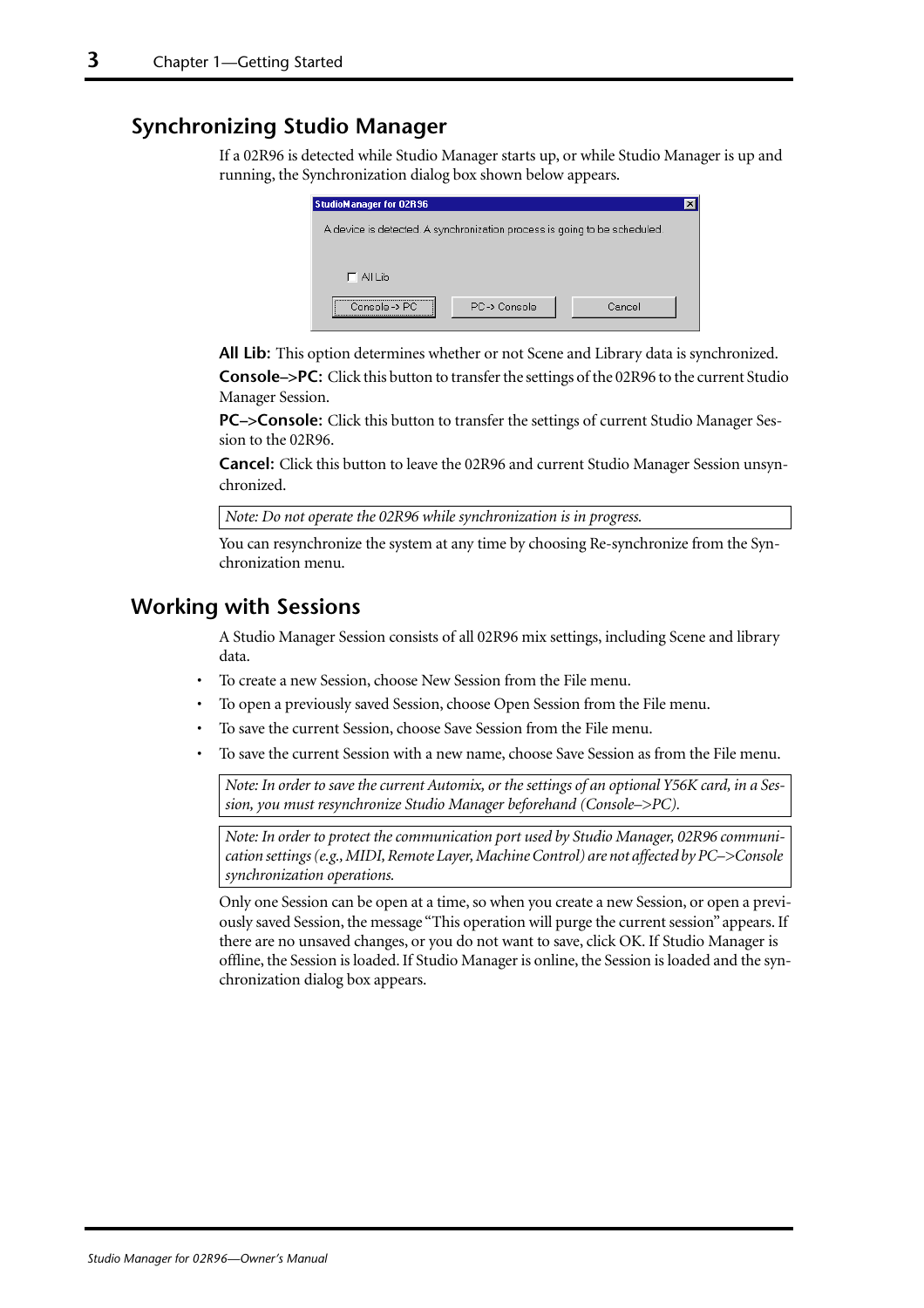## Synchronizing Studio Manager

If a 02R96 is detected while Studio Manager starts up, or while Studio Manager is up and running, the Synchronization dialog box shown below appears.

**All Lib:** This option determines whether or not Scene and Library data is synchronized.

**Console–>PC:** Click this button to transfer the settings of the 02R96 to the current Studio Manager Session.

**PC–>Console:** Click this button to transfer the settings of current Studio Manager Session to the 02R96.

**Cancel:** Click this button to leave the 02R96 and current Studio Manager Session unsynchronized.

*Note: Do not operate the 02R96 while synchronization is in progress.*

You can resynchronize the system at any time by choosing Re-synchronize from the Synchronization menu.

## Working with Sessions

A Studio Manager Session consists of all 02R96 mix settings, including Scene and library data.

- To create a new Session, choose New Session from the File menu.
- To open a previously saved Session, choose Open Session from the File menu.
- To save the current Session, choose Save Session from the File menu.
- To save the current Session with a new name, choose Save Session as from the File menu.

*Note: In order to save the current Automix, or the settings of an optional Y56K card, in a Session, you must resynchronize Studio Manager beforehand (Console–>PC).*

*Note: In order to protect the communication port used by Studio Manager, 02R96 communication settings (e.g., MIDI, Remote Layer, Machine Control) are not affected by PC–>Console synchronization operations.*

Only one Session can be open at a time, so when you create a new Session, or open a previously saved Session, the message "This operation will purge the current session" appears. If there are no unsaved changes, or you do not want to save, click OK. If Studio Manager is offline, the Session is loaded. If Studio Manager is online, the Session is loaded and the synchronization dialog box appears.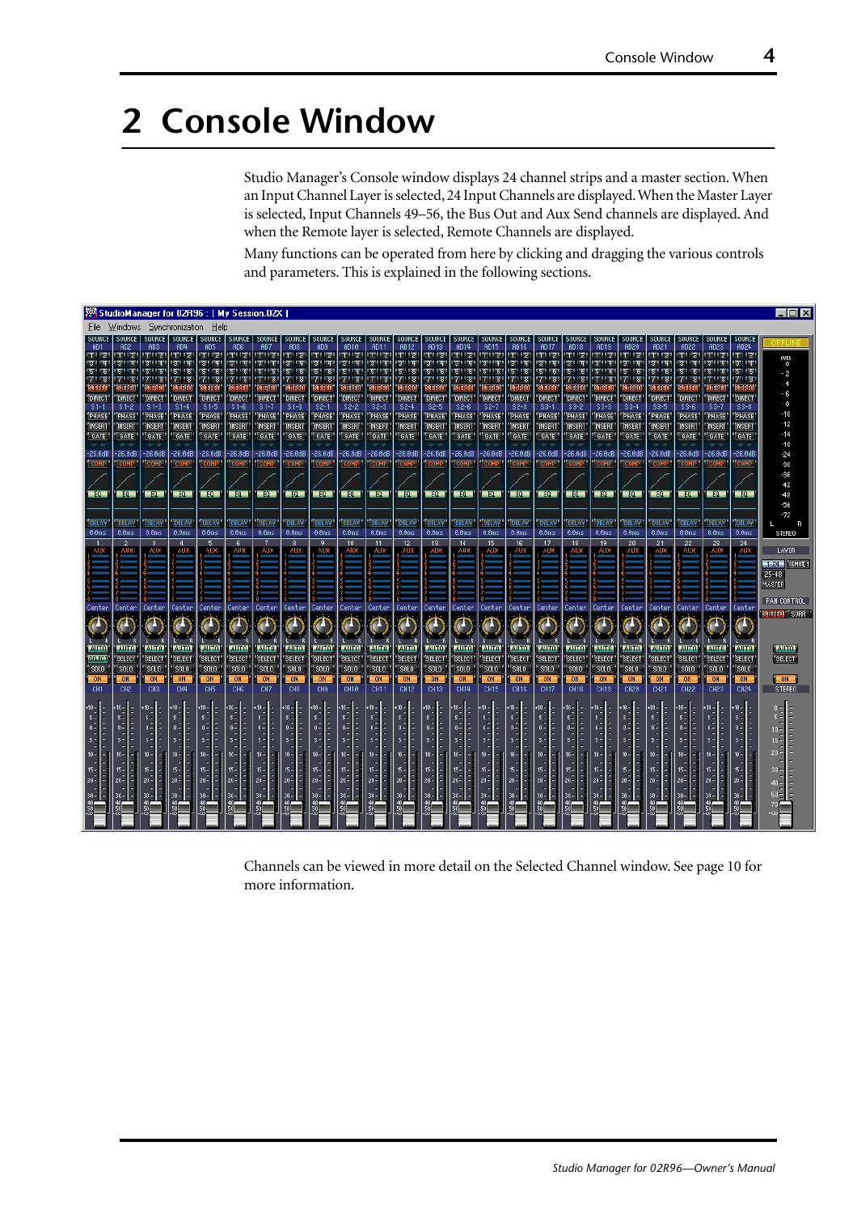# 2 Console Window

Studio Manager's Console window displays 24 channel strips and a master section. When an Input Channel Layer is selected, 24 Input Channels are displayed. When the Master Layer is selected, Input Channels 49–56, the Bus Out and Aux Send channels are displayed. And when the Remote layer is selected, Remote Channels are displayed.

Many functions can be operated from here by clicking and dragging the various controls and parameters. This is explained in the following sections.

Channels can be viewed in more detail on the Selected Channel window. See page 10 for more information.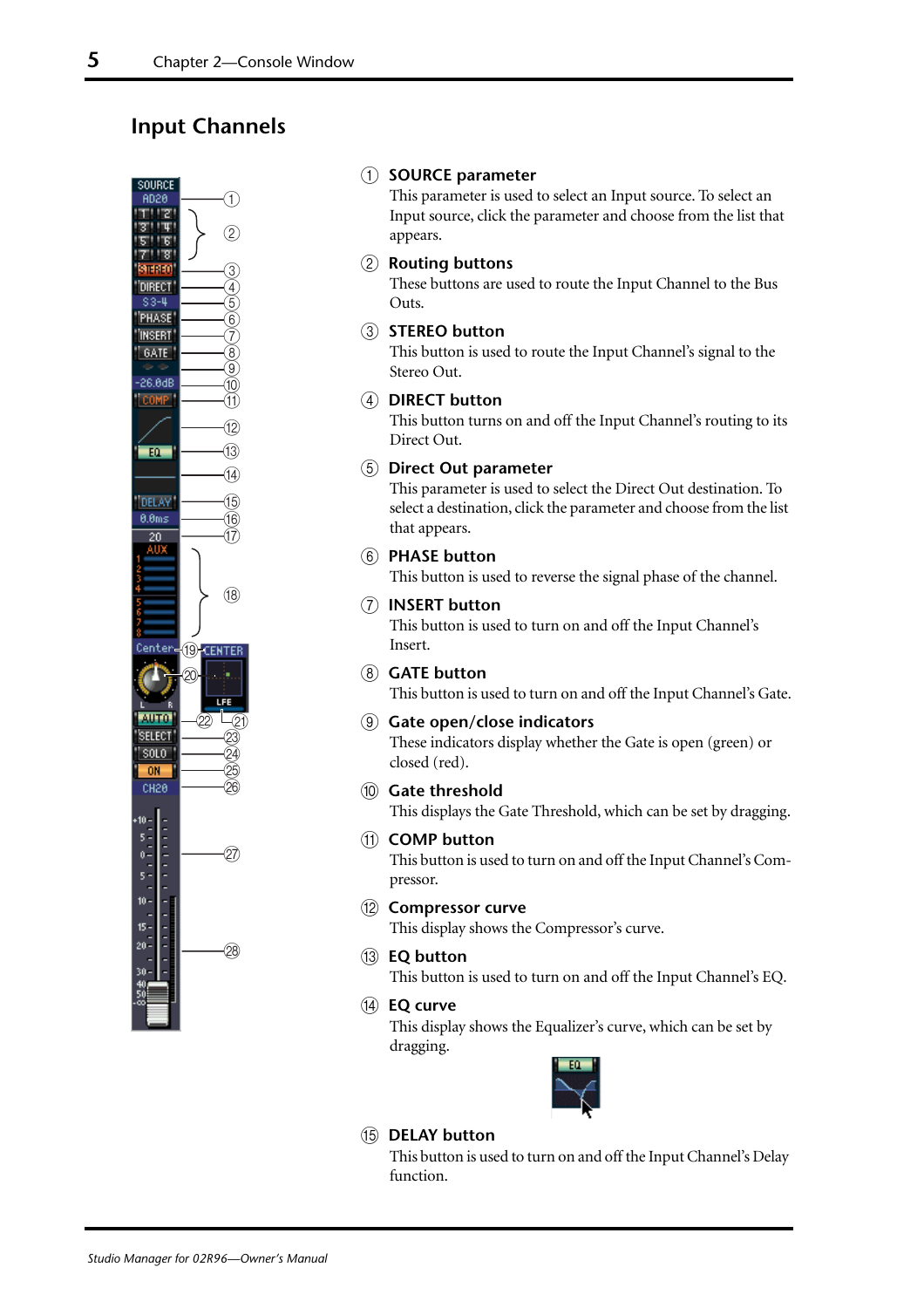## Input Channels

① **SOURCE parameter**
This parameter is used to select an Input source. To select an Input source, click the parameter and choose from the list that appears.

② **Routing buttons**
These buttons are used to route the Input Channel to the Bus Outs.

③ **STEREO button**
This button is used to route the Input Channel's signal to the Stereo Out.

④ **DIRECT button**
This button turns on and off the Input Channel's routing to its Direct Out.

⑤ **Direct Out parameter**
This parameter is used to select the Direct Out destination. To select a destination, click the parameter and choose from the list that appears.

⑥ **PHASE button**
This button is used to reverse the signal phase of the channel.

⑦ **INSERT button**
This button is used to turn on and off the Input Channel's Insert.

⑧ **GATE button**
This button is used to turn on and off the Input Channel's Gate.

⑨ **Gate open/close indicators**
These indicators display whether the Gate is open (green) or closed (red).

⑩ **Gate threshold**
This displays the Gate Threshold, which can be set by dragging.

⑪ **COMP button**
This button is used to turn on and off the Input Channel's Compressor.

⑫ **Compressor curve**
This display shows the Compressor's curve.

⑬ **EQ button**
This button is used to turn on and off the Input Channel's EQ.

⑭ **EQ curve**
This display shows the Equalizer's curve, which can be set by dragging.

⑮ **DELAY button**
This button is used to turn on and off the Input Channel's Delay function.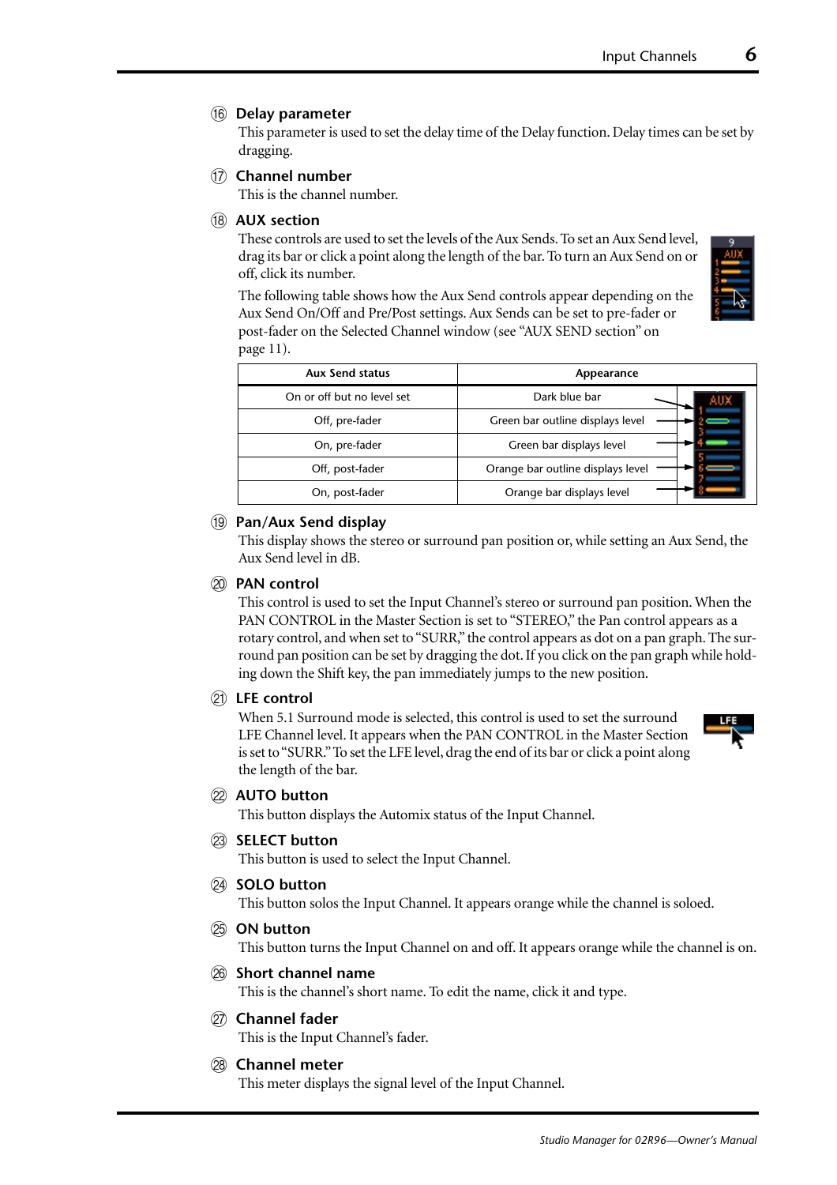### ⑯ Delay parameter

This parameter is used to set the delay time of the Delay function. Delay times can be set by dragging.

### ⑰ Channel number

This is the channel number.

### ⑱ AUX section

These controls are used to set the levels of the Aux Sends. To set an Aux Send level, drag its bar or click a point along the length of the bar. To turn an Aux Send on or off, click its number.

The following table shows how the Aux Send controls appear depending on the Aux Send On/Off and Pre/Post settings. Aux Sends can be set to pre-fader or post-fader on the Selected Channel window (see “AUX SEND section” on page 11).

| Aux Send status | Appearance |
|---|---|
| On or off but no level set | Dark blue bar |
| Off, pre-fader | Green bar outline displays level |
| On, pre-fader | Green bar displays level |
| Off, post-fader | Orange bar outline displays level |
| On, post-fader | Orange bar displays level |

### ⑲ Pan/Aux Send display

This display shows the stereo or surround pan position or, while setting an Aux Send, the Aux Send level in dB.

### ⑳ PAN control

This control is used to set the Input Channel’s stereo or surround pan position. When the PAN CONTROL in the Master Section is set to “STEREO,” the Pan control appears as a rotary control, and when set to “SURR,” the control appears as dot on a pan graph. The surround pan position can be set by dragging the dot. If you click on the pan graph while holding down the Shift key, the pan immediately jumps to the new position.

### ㉑ LFE control

When 5.1 Surround mode is selected, this control is used to set the surround LFE Channel level. It appears when the PAN CONTROL in the Master Section is set to “SURR.” To set the LFE level, drag the end of its bar or click a point along the length of the bar.

### ㉒ AUTO button

This button displays the Automix status of the Input Channel.

### ㉓ SELECT button

This button is used to select the Input Channel.

### ㉔ SOLO button

This button solos the Input Channel. It appears orange while the channel is soloed.

### ㉕ ON button

This button turns the Input Channel on and off. It appears orange while the channel is on.

### ㉖ Short channel name

This is the channel’s short name. To edit the name, click it and type.

### ㉗ Channel fader

This is the Input Channel’s fader.

### ㉘ Channel meter

This meter displays the signal level of the Input Channel.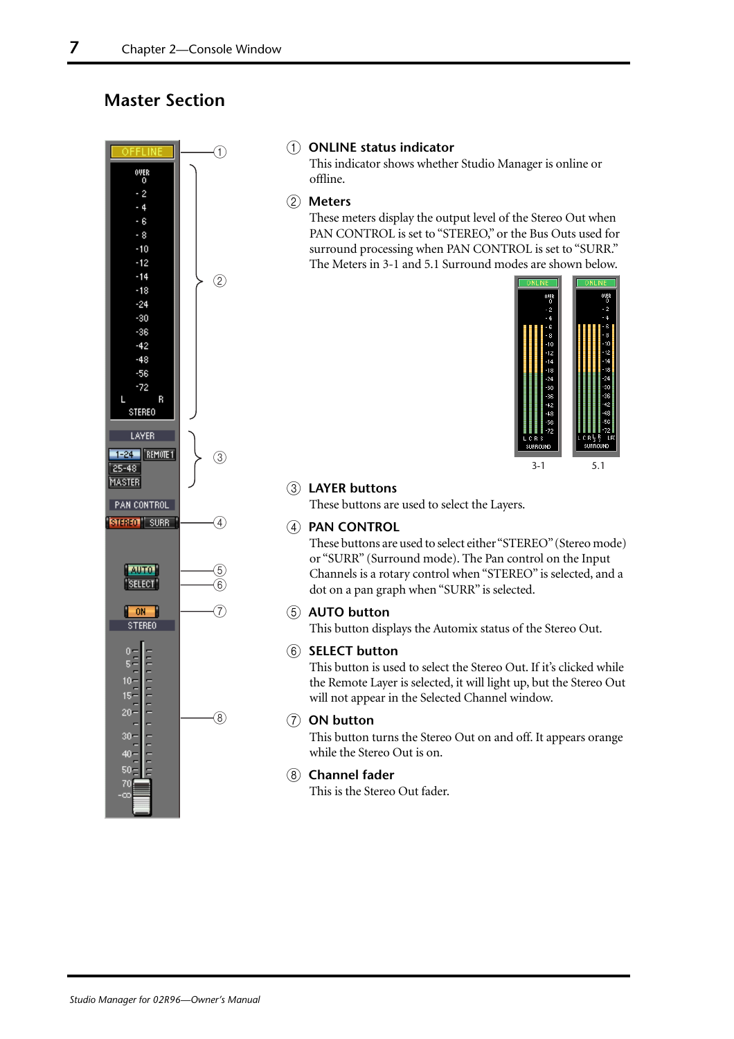## Master Section

① **ONLINE status indicator**
This indicator shows whether Studio Manager is online or offline.

② **Meters**
These meters display the output level of the Stereo Out when PAN CONTROL is set to "STEREO," or the Bus Outs used for surround processing when PAN CONTROL is set to "SURR." The Meters in 3-1 and 5.1 Surround modes are shown below.

3-1 5.1

③ **LAYER buttons**
These buttons are used to select the Layers.

④ **PAN CONTROL**
These buttons are used to select either "STEREO" (Stereo mode) or "SURR" (Surround mode). The Pan control on the Input Channels is a rotary control when "STEREO" is selected, and a dot on a pan graph when "SURR" is selected.

⑤ **AUTO button**
This button displays the Automix status of the Stereo Out.

⑥ **SELECT button**
This button is used to select the Stereo Out. If it's clicked while the Remote Layer is selected, it will light up, but the Stereo Out will not appear in the Selected Channel window.

⑦ **ON button**
This button turns the Stereo Out on and off. It appears orange while the Stereo Out is on.

⑧ **Channel fader**
This is the Stereo Out fader.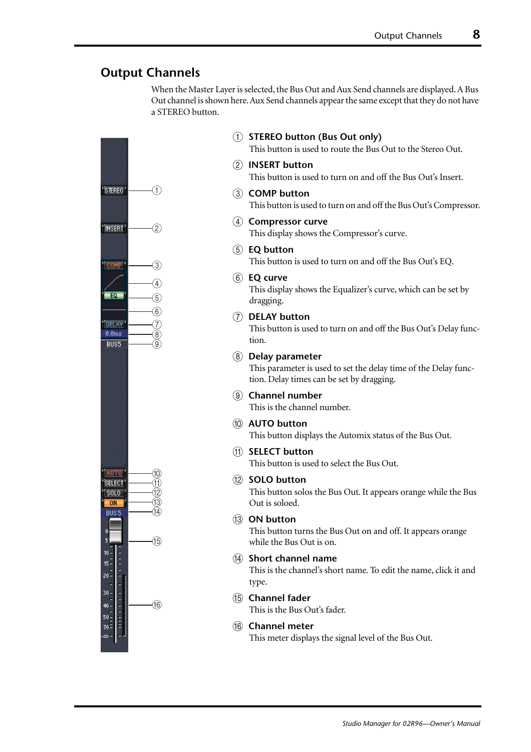## Output Channels

When the Master Layer is selected, the Bus Out and Aux Send channels are displayed. A Bus Out channel is shown here. Aux Send channels appear the same except that they do not have a STEREO button.

① **STEREO button (Bus Out only)**
This button is used to route the Bus Out to the Stereo Out.

② **INSERT button**
This button is used to turn on and off the Bus Out's Insert.

③ **COMP button**
This button is used to turn on and off the Bus Out's Compressor.

④ **Compressor curve**
This display shows the Compressor's curve.

⑤ **EQ button**
This button is used to turn on and off the Bus Out's EQ.

⑥ **EQ curve**
This display shows the Equalizer's curve, which can be set by dragging.

⑦ **DELAY button**
This button is used to turn on and off the Bus Out's Delay function.

⑧ **Delay parameter**
This parameter is used to set the delay time of the Delay function. Delay times can be set by dragging.

⑨ **Channel number**
This is the channel number.

⑩ **AUTO button**
This button displays the Automix status of the Bus Out.

⑪ **SELECT button**
This button is used to select the Bus Out.

⑫ **SOLO button**
This button solos the Bus Out. It appears orange while the Bus Out is soloed.

⑬ **ON button**
This button turns the Bus Out on and off. It appears orange while the Bus Out is on.

⑭ **Short channel name**
This is the channel's short name. To edit the name, click it and type.

⑮ **Channel fader**
This is the Bus Out's fader.

⑯ **Channel meter**
This meter displays the signal level of the Bus Out.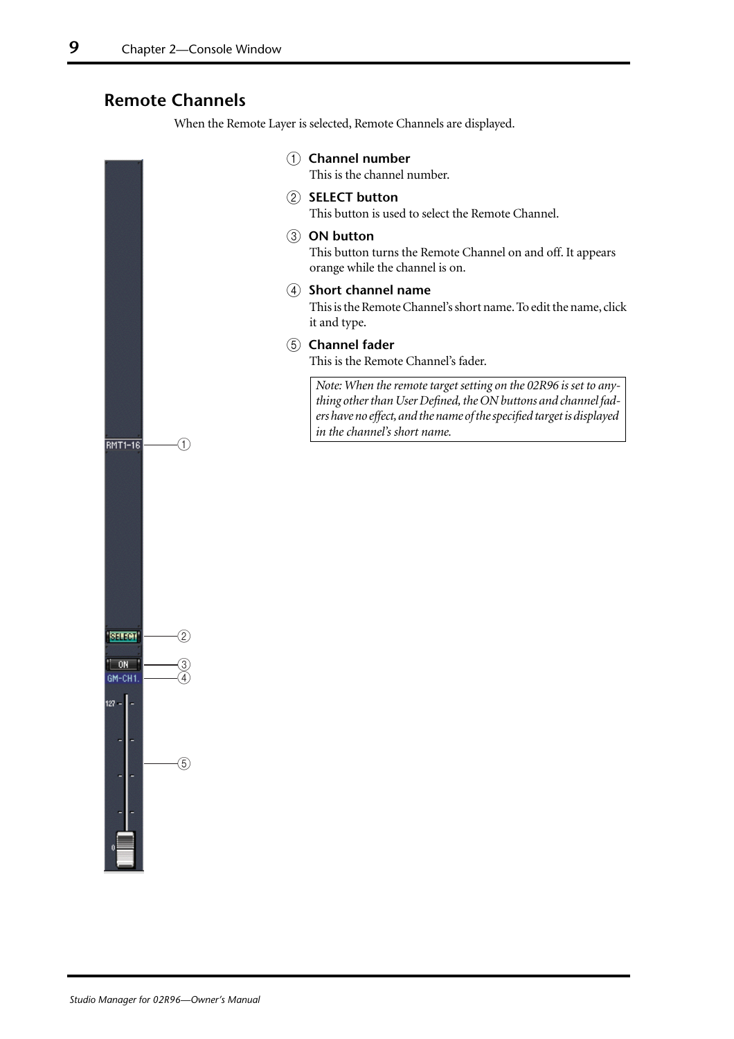## Remote Channels

When the Remote Layer is selected, Remote Channels are displayed.

① **Channel number**
This is the channel number.

② **SELECT button**
This button is used to select the Remote Channel.

③ **ON button**
This button turns the Remote Channel on and off. It appears orange while the channel is on.

④ **Short channel name**
This is the Remote Channel's short name. To edit the name, click it and type.

⑤ **Channel fader**
This is the Remote Channel's fader.

> *Note: When the remote target setting on the 02R96 is set to anything other than User Defined, the ON buttons and channel faders have no effect, and the name of the specified target is displayed in the channel's short name.*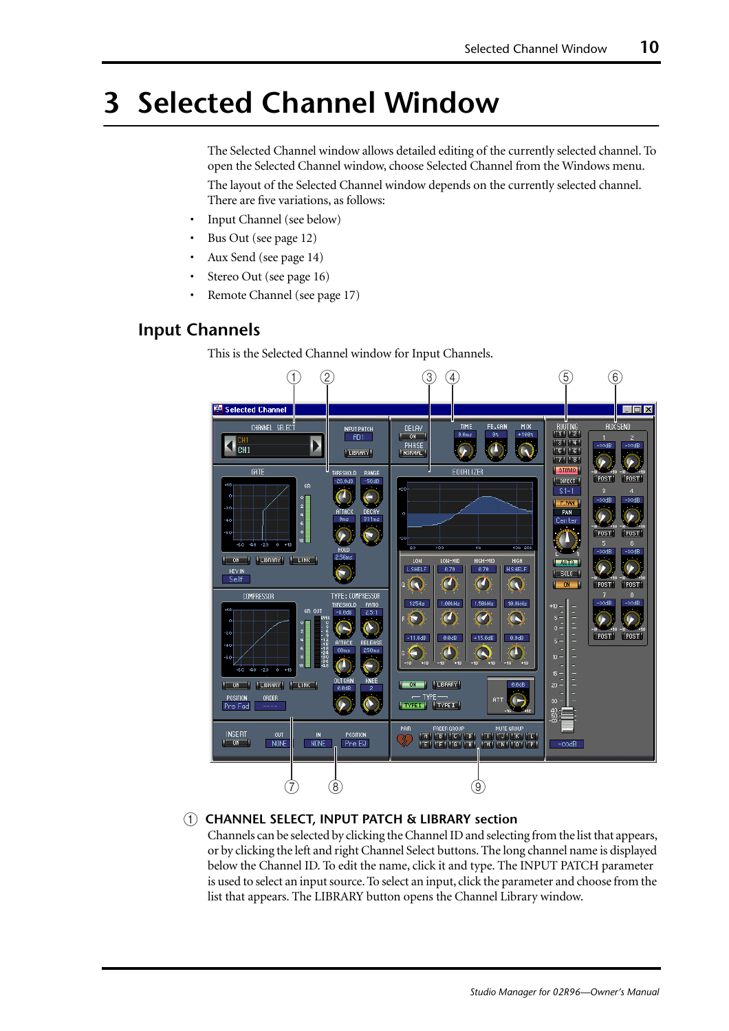# 3 Selected Channel Window

The Selected Channel window allows detailed editing of the currently selected channel. To open the Selected Channel window, choose Selected Channel from the Windows menu.

The layout of the Selected Channel window depends on the currently selected channel. There are five variations, as follows:

- Input Channel (see below)
- Bus Out (see page 12)
- Aux Send (see page 14)
- Stereo Out (see page 16)
- Remote Channel (see page 17)

## Input Channels

This is the Selected Channel window for Input Channels.

① **CHANNEL SELECT, INPUT PATCH & LIBRARY section**

Channels can be selected by clicking the Channel ID and selecting from the list that appears, or by clicking the left and right Channel Select buttons. The long channel name is displayed below the Channel ID. To edit the name, click it and type. The INPUT PATCH parameter is used to select an input source. To select an input, click the parameter and choose from the list that appears. The LIBRARY button opens the Channel Library window.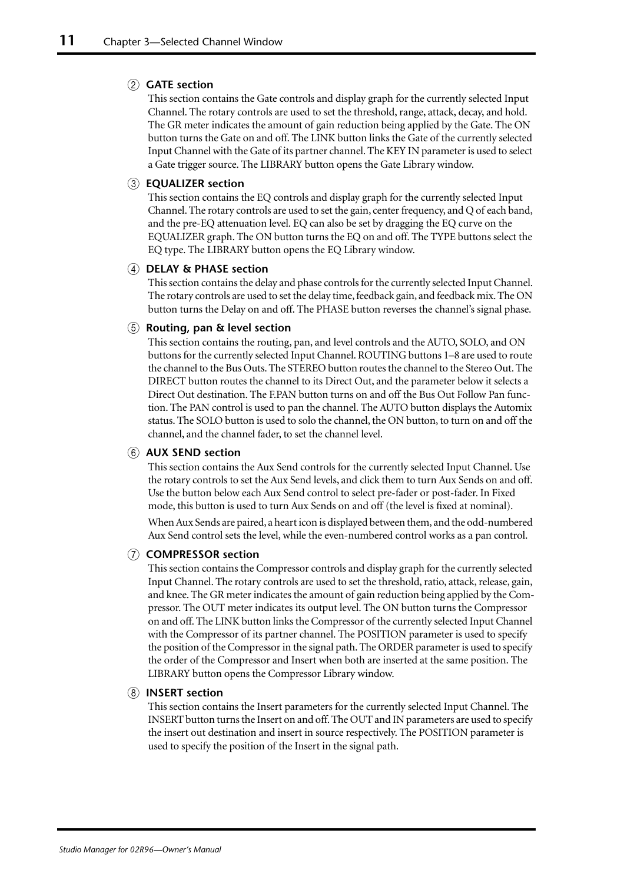### ② GATE section

This section contains the Gate controls and display graph for the currently selected Input Channel. The rotary controls are used to set the threshold, range, attack, decay, and hold. The GR meter indicates the amount of gain reduction being applied by the Gate. The ON button turns the Gate on and off. The LINK button links the Gate of the currently selected Input Channel with the Gate of its partner channel. The KEY IN parameter is used to select a Gate trigger source. The LIBRARY button opens the Gate Library window.

### ③ EQUALIZER section

This section contains the EQ controls and display graph for the currently selected Input Channel. The rotary controls are used to set the gain, center frequency, and Q of each band, and the pre-EQ attenuation level. EQ can also be set by dragging the EQ curve on the EQUALIZER graph. The ON button turns the EQ on and off. The TYPE buttons select the EQ type. The LIBRARY button opens the EQ Library window.

### ④ DELAY & PHASE section

This section contains the delay and phase controls for the currently selected Input Channel. The rotary controls are used to set the delay time, feedback gain, and feedback mix. The ON button turns the Delay on and off. The PHASE button reverses the channel's signal phase.

### ⑤ Routing, pan & level section

This section contains the routing, pan, and level controls and the AUTO, SOLO, and ON buttons for the currently selected Input Channel. ROUTING buttons 1–8 are used to route the channel to the Bus Outs. The STEREO button routes the channel to the Stereo Out. The DIRECT button routes the channel to its Direct Out, and the parameter below it selects a Direct Out destination. The F.PAN button turns on and off the Bus Out Follow Pan function. The PAN control is used to pan the channel. The AUTO button displays the Automix status. The SOLO button is used to solo the channel, the ON button, to turn on and off the channel, and the channel fader, to set the channel level.

### ⑥ AUX SEND section

This section contains the Aux Send controls for the currently selected Input Channel. Use the rotary controls to set the Aux Send levels, and click them to turn Aux Sends on and off. Use the button below each Aux Send control to select pre-fader or post-fader. In Fixed mode, this button is used to turn Aux Sends on and off (the level is fixed at nominal).

When Aux Sends are paired, a heart icon is displayed between them, and the odd-numbered Aux Send control sets the level, while the even-numbered control works as a pan control.

### ⑦ COMPRESSOR section

This section contains the Compressor controls and display graph for the currently selected Input Channel. The rotary controls are used to set the threshold, ratio, attack, release, gain, and knee. The GR meter indicates the amount of gain reduction being applied by the Compressor. The OUT meter indicates its output level. The ON button turns the Compressor on and off. The LINK button links the Compressor of the currently selected Input Channel with the Compressor of its partner channel. The POSITION parameter is used to specify the position of the Compressor in the signal path. The ORDER parameter is used to specify the order of the Compressor and Insert when both are inserted at the same position. The LIBRARY button opens the Compressor Library window.

### ⑧ INSERT section

This section contains the Insert parameters for the currently selected Input Channel. The INSERT button turns the Insert on and off. The OUT and IN parameters are used to specify the insert out destination and insert in source respectively. The POSITION parameter is used to specify the position of the Insert in the signal path.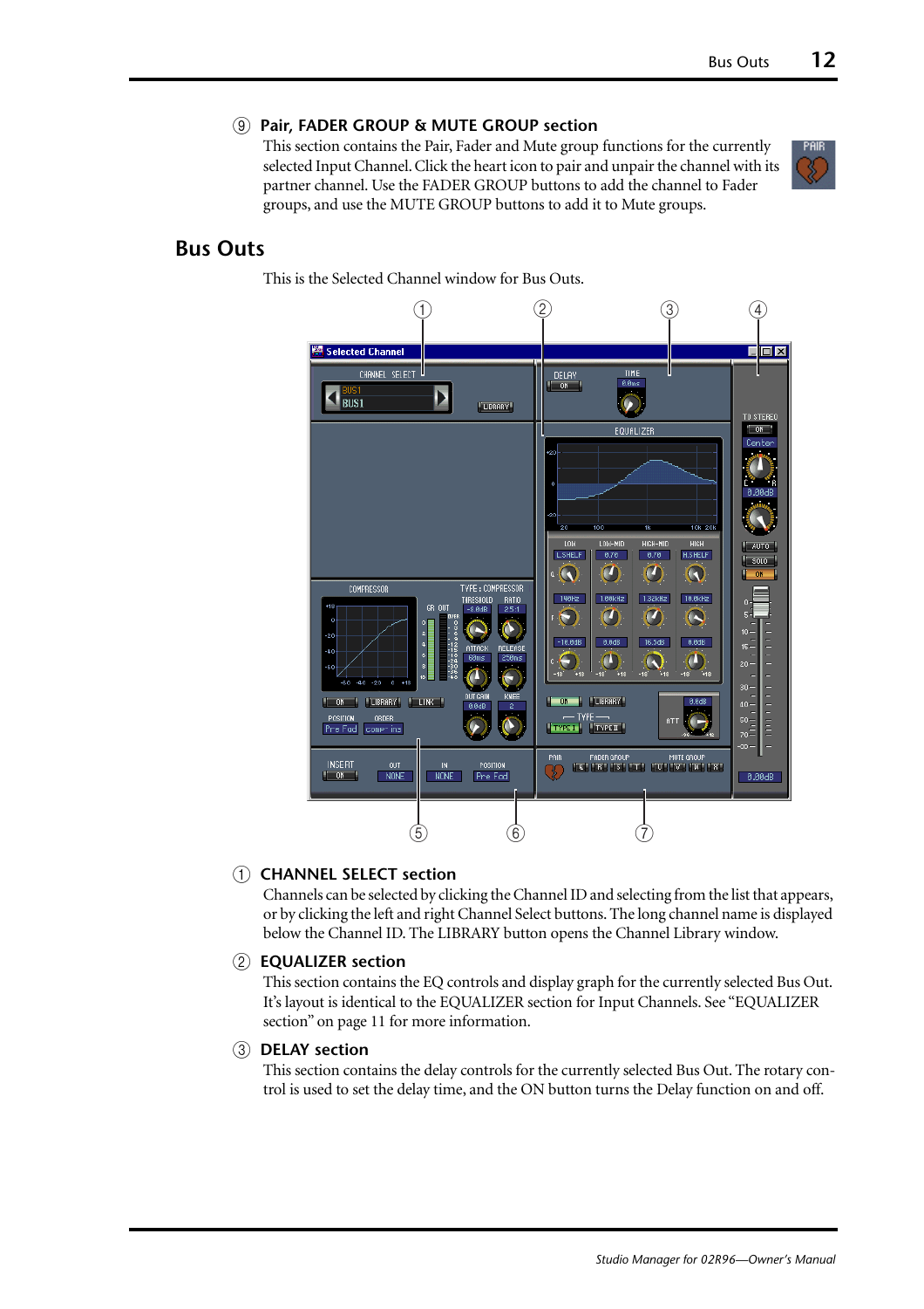### ⑨ Pair, FADER GROUP & MUTE GROUP section

This section contains the Pair, Fader and Mute group functions for the currently selected Input Channel. Click the heart icon to pair and unpair the channel with its partner channel. Use the FADER GROUP buttons to add the channel to Fader groups, and use the MUTE GROUP buttons to add it to Mute groups.

## Bus Outs

This is the Selected Channel window for Bus Outs.

### ① CHANNEL SELECT section

Channels can be selected by clicking the Channel ID and selecting from the list that appears, or by clicking the left and right Channel Select buttons. The long channel name is displayed below the Channel ID. The LIBRARY button opens the Channel Library window.

### ② EQUALIZER section

This section contains the EQ controls and display graph for the currently selected Bus Out. It's layout is identical to the EQUALIZER section for Input Channels. See "EQUALIZER section" on page 11 for more information.

### ③ DELAY section

This section contains the delay controls for the currently selected Bus Out. The rotary control is used to set the delay time, and the ON button turns the Delay function on and off.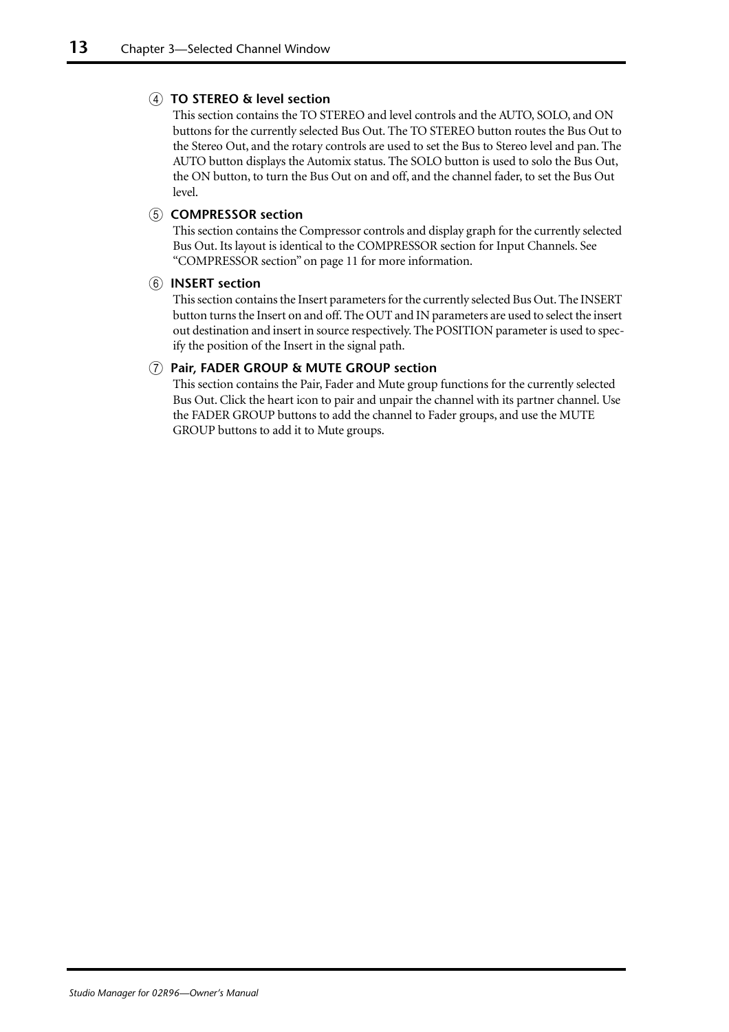### ④ TO STEREO & level section

This section contains the TO STEREO and level controls and the AUTO, SOLO, and ON buttons for the currently selected Bus Out. The TO STEREO button routes the Bus Out to the Stereo Out, and the rotary controls are used to set the Bus to Stereo level and pan. The AUTO button displays the Automix status. The SOLO button is used to solo the Bus Out, the ON button, to turn the Bus Out on and off, and the channel fader, to set the Bus Out level.

### ⑤ COMPRESSOR section

This section contains the Compressor controls and display graph for the currently selected Bus Out. Its layout is identical to the COMPRESSOR section for Input Channels. See "COMPRESSOR section" on page 11 for more information.

### ⑥ INSERT section

This section contains the Insert parameters for the currently selected Bus Out. The INSERT button turns the Insert on and off. The OUT and IN parameters are used to select the insert out destination and insert in source respectively. The POSITION parameter is used to specify the position of the Insert in the signal path.

### ⑦ Pair, FADER GROUP & MUTE GROUP section

This section contains the Pair, Fader and Mute group functions for the currently selected Bus Out. Click the heart icon to pair and unpair the channel with its partner channel. Use the FADER GROUP buttons to add the channel to Fader groups, and use the MUTE GROUP buttons to add it to Mute groups.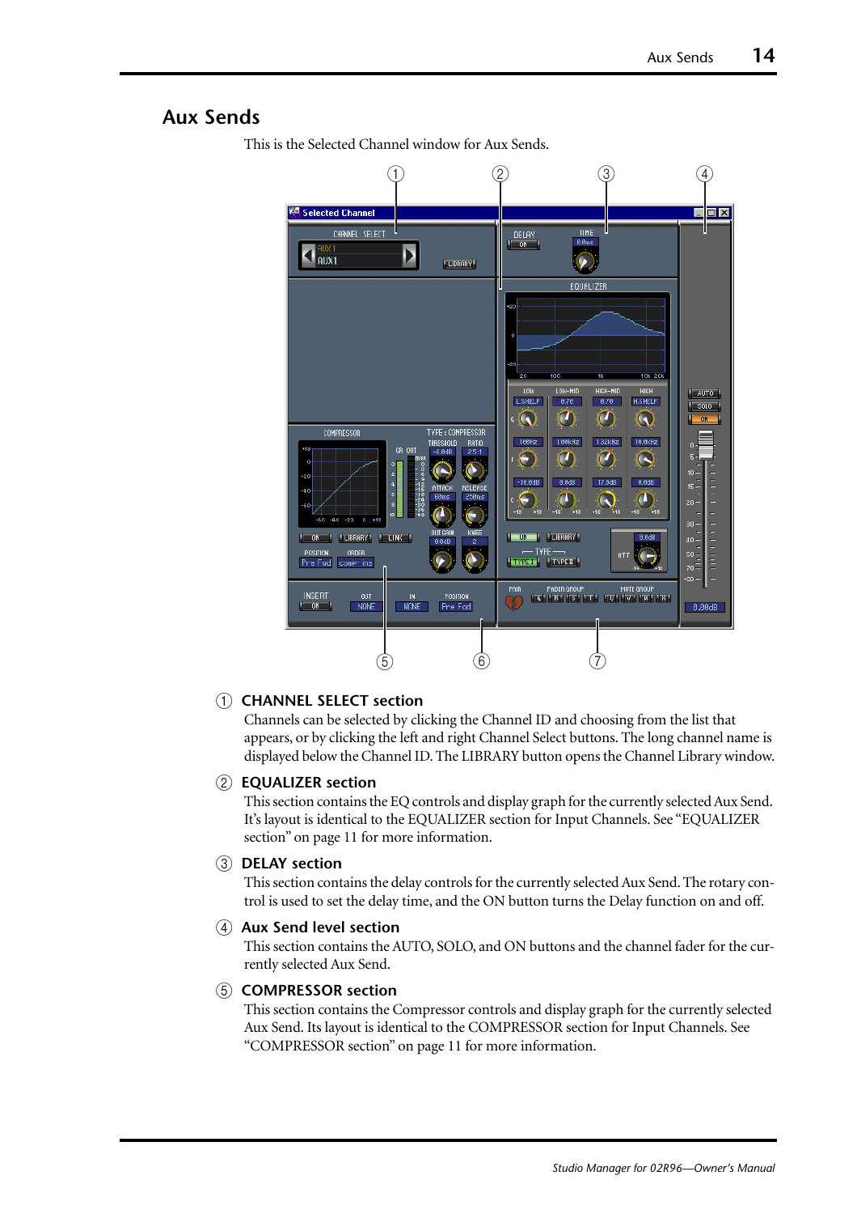## Aux Sends

This is the Selected Channel window for Aux Sends.

① **CHANNEL SELECT section**

Channels can be selected by clicking the Channel ID and choosing from the list that appears, or by clicking the left and right Channel Select buttons. The long channel name is displayed below the Channel ID. The LIBRARY button opens the Channel Library window.

② **EQUALIZER section**

This section contains the EQ controls and display graph for the currently selected Aux Send. It's layout is identical to the EQUALIZER section for Input Channels. See "EQUALIZER section" on page 11 for more information.

③ **DELAY section**

This section contains the delay controls for the currently selected Aux Send. The rotary control is used to set the delay time, and the ON button turns the Delay function on and off.

④ **Aux Send level section**

This section contains the AUTO, SOLO, and ON buttons and the channel fader for the currently selected Aux Send.

⑤ **COMPRESSOR section**

This section contains the Compressor controls and display graph for the currently selected Aux Send. Its layout is identical to the COMPRESSOR section for Input Channels. See "COMPRESSOR section" on page 11 for more information.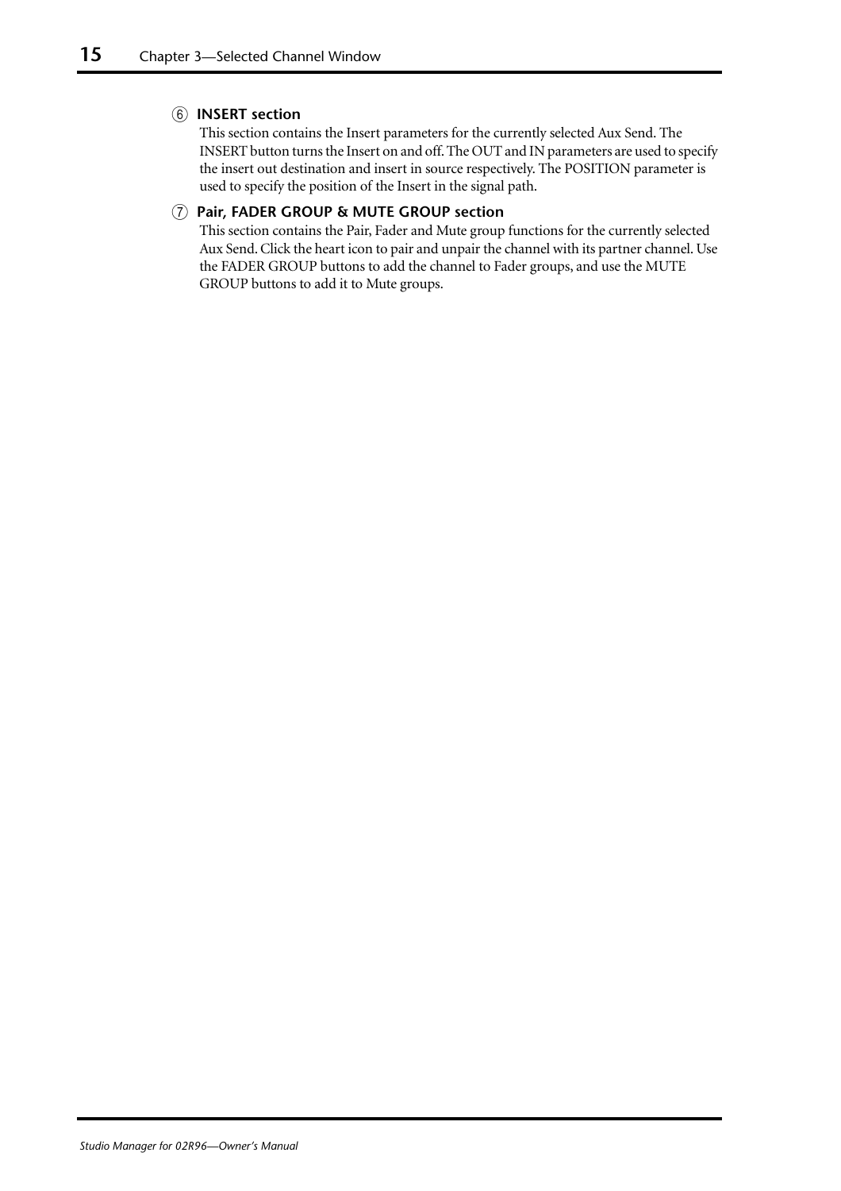⑥ **INSERT section**

This section contains the Insert parameters for the currently selected Aux Send. The INSERT button turns the Insert on and off. The OUT and IN parameters are used to specify the insert out destination and insert in source respectively. The POSITION parameter is used to specify the position of the Insert in the signal path.

⑦ **Pair, FADER GROUP & MUTE GROUP section**

This section contains the Pair, Fader and Mute group functions for the currently selected Aux Send. Click the heart icon to pair and unpair the channel with its partner channel. Use the FADER GROUP buttons to add the channel to Fader groups, and use the MUTE GROUP buttons to add it to Mute groups.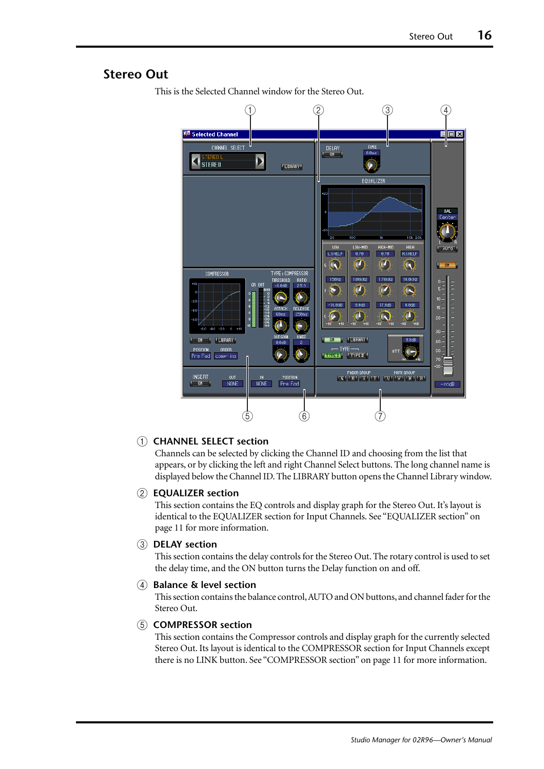## Stereo Out

This is the Selected Channel window for the Stereo Out.

① **CHANNEL SELECT section**

Channels can be selected by clicking the Channel ID and choosing from the list that appears, or by clicking the left and right Channel Select buttons. The long channel name is displayed below the Channel ID. The LIBRARY button opens the Channel Library window.

② **EQUALIZER section**

This section contains the EQ controls and display graph for the Stereo Out. It's layout is identical to the EQUALIZER section for Input Channels. See "EQUALIZER section" on page 11 for more information.

③ **DELAY section**

This section contains the delay controls for the Stereo Out. The rotary control is used to set the delay time, and the ON button turns the Delay function on and off.

④ **Balance & level section**

This section contains the balance control, AUTO and ON buttons, and channel fader for the Stereo Out.

⑤ **COMPRESSOR section**

This section contains the Compressor controls and display graph for the currently selected Stereo Out. Its layout is identical to the COMPRESSOR section for Input Channels except there is no LINK button. See "COMPRESSOR section" on page 11 for more information.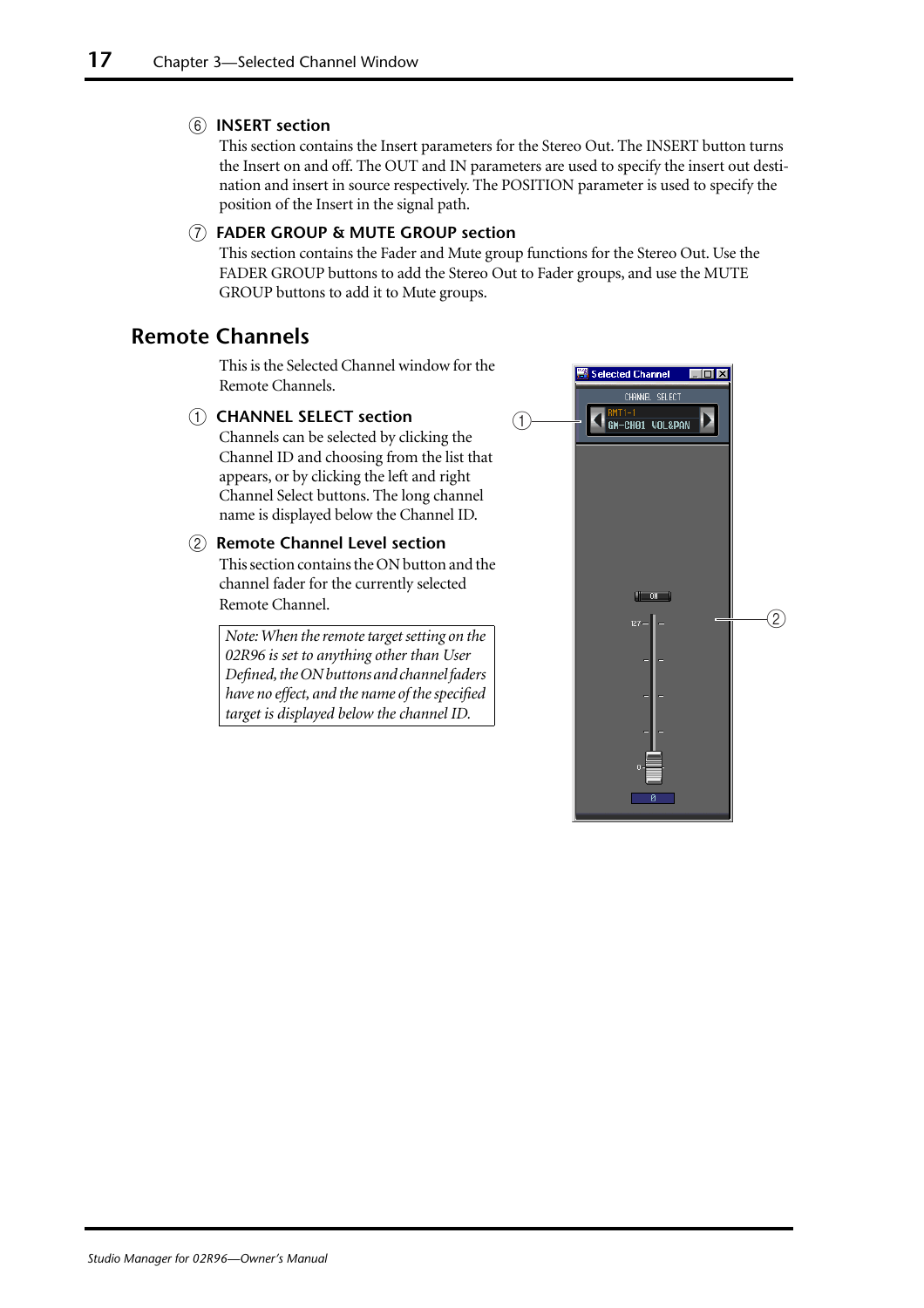⑥ **INSERT section**

This section contains the Insert parameters for the Stereo Out. The INSERT button turns the Insert on and off. The OUT and IN parameters are used to specify the insert out destination and insert in source respectively. The POSITION parameter is used to specify the position of the Insert in the signal path.

⑦ **FADER GROUP & MUTE GROUP section**

This section contains the Fader and Mute group functions for the Stereo Out. Use the FADER GROUP buttons to add the Stereo Out to Fader groups, and use the MUTE GROUP buttons to add it to Mute groups.

## Remote Channels

This is the Selected Channel window for the Remote Channels.

① **CHANNEL SELECT section**

Channels can be selected by clicking the Channel ID and choosing from the list that appears, or by clicking the left and right Channel Select buttons. The long channel name is displayed below the Channel ID.

② **Remote Channel Level section**

This section contains the ON button and the channel fader for the currently selected Remote Channel.

*Note: When the remote target setting on the 02R96 is set to anything other than User Defined, the ON buttons and channel faders have no effect, and the name of the specified target is displayed below the channel ID.*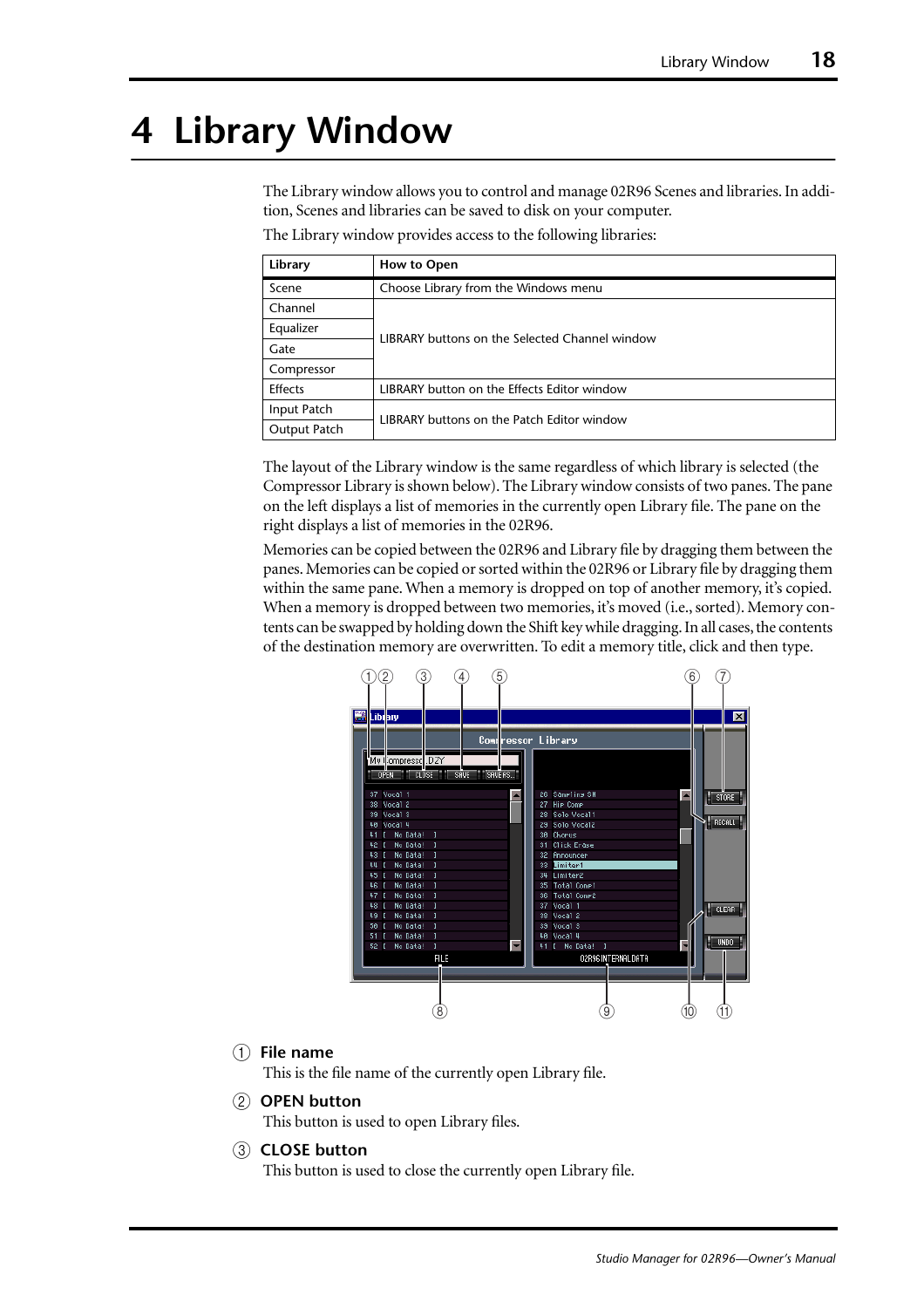# 4 Library Window

The Library window allows you to control and manage 02R96 Scenes and libraries. In addition, Scenes and libraries can be saved to disk on your computer.

The Library window provides access to the following libraries:

| Library | How to Open |
|---|---|
| Scene | Choose Library from the Windows menu |
| Channel | LIBRARY buttons on the Selected Channel window |
| Equalizer | |
| Gate | |
| Compressor | |
| Effects | LIBRARY button on the Effects Editor window |
| Input Patch | LIBRARY buttons on the Patch Editor window |
| Output Patch | |

The layout of the Library window is the same regardless of which library is selected (the Compressor Library is shown below). The Library window consists of two panes. The pane on the left displays a list of memories in the currently open Library file. The pane on the right displays a list of memories in the 02R96.

Memories can be copied between the 02R96 and Library file by dragging them between the panes. Memories can be copied or sorted within the 02R96 or Library file by dragging them within the same pane. When a memory is dropped on top of another memory, it's copied. When a memory is dropped between two memories, it's moved (i.e., sorted). Memory contents can be swapped by holding down the Shift key while dragging. In all cases, the contents of the destination memory are overwritten. To edit a memory title, click and then type.

① **File name**
This is the file name of the currently open Library file.

② **OPEN button**
This button is used to open Library files.

③ **CLOSE button**
This button is used to close the currently open Library file.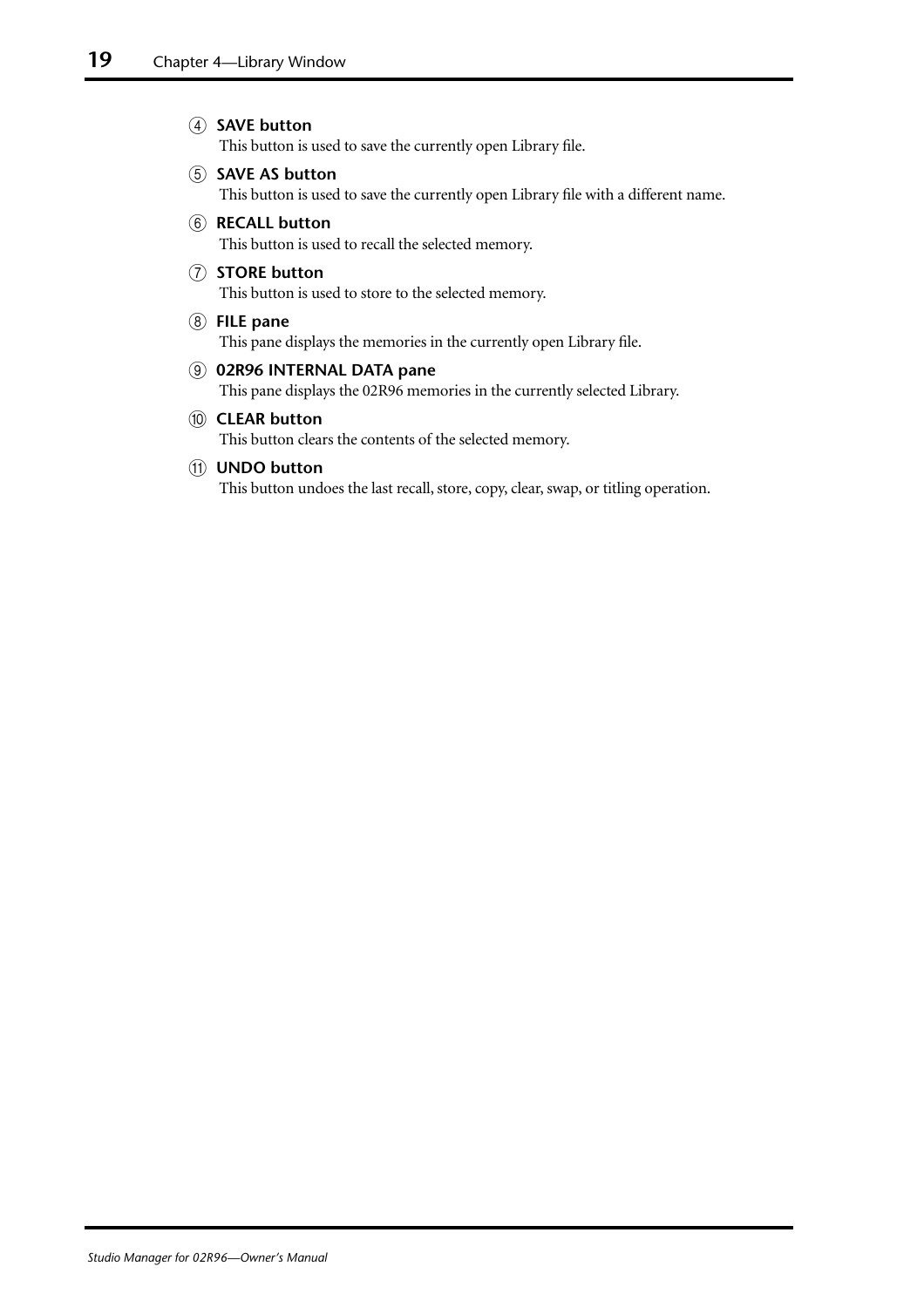④ **SAVE button**
This button is used to save the currently open Library file.

⑤ **SAVE AS button**
This button is used to save the currently open Library file with a different name.

⑥ **RECALL button**
This button is used to recall the selected memory.

⑦ **STORE button**
This button is used to store to the selected memory.

⑧ **FILE pane**
This pane displays the memories in the currently open Library file.

⑨ **02R96 INTERNAL DATA pane**
This pane displays the 02R96 memories in the currently selected Library.

⑩ **CLEAR button**
This button clears the contents of the selected memory.

⑪ **UNDO button**
This button undoes the last recall, store, copy, clear, swap, or titling operation.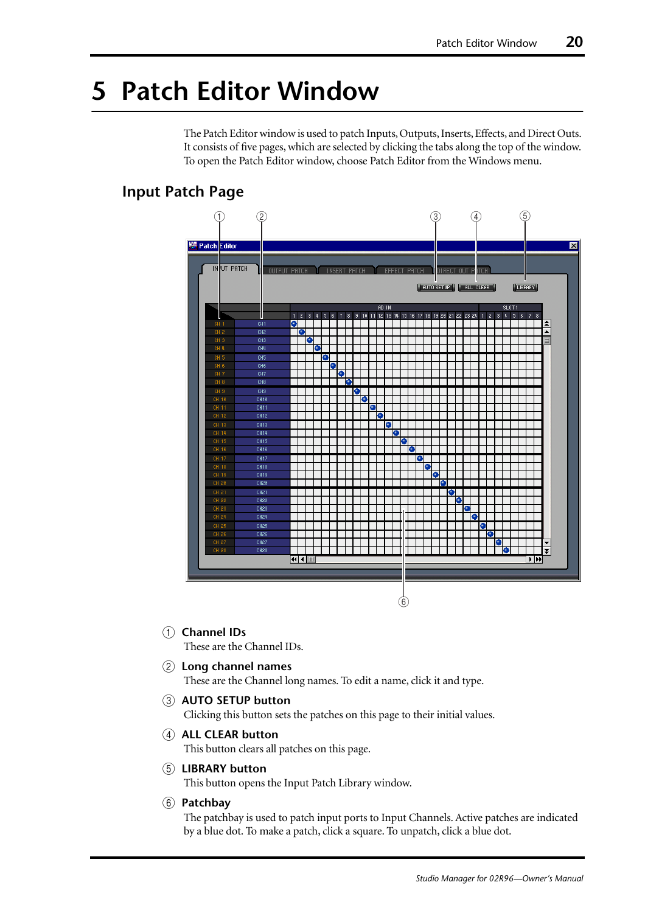# 5 Patch Editor Window

The Patch Editor window is used to patch Inputs, Outputs, Inserts, Effects, and Direct Outs. It consists of five pages, which are selected by clicking the tabs along the top of the window. To open the Patch Editor window, choose Patch Editor from the Windows menu.

## Input Patch Page

① **Channel IDs**
These are the Channel IDs.

② **Long channel names**
These are the Channel long names. To edit a name, click it and type.

③ **AUTO SETUP button**
Clicking this button sets the patches on this page to their initial values.

④ **ALL CLEAR button**
This button clears all patches on this page.

⑤ **LIBRARY button**
This button opens the Input Patch Library window.

⑥ **Patchbay**
The patchbay is used to patch input ports to Input Channels. Active patches are indicated by a blue dot. To make a patch, click a square. To unpatch, click a blue dot.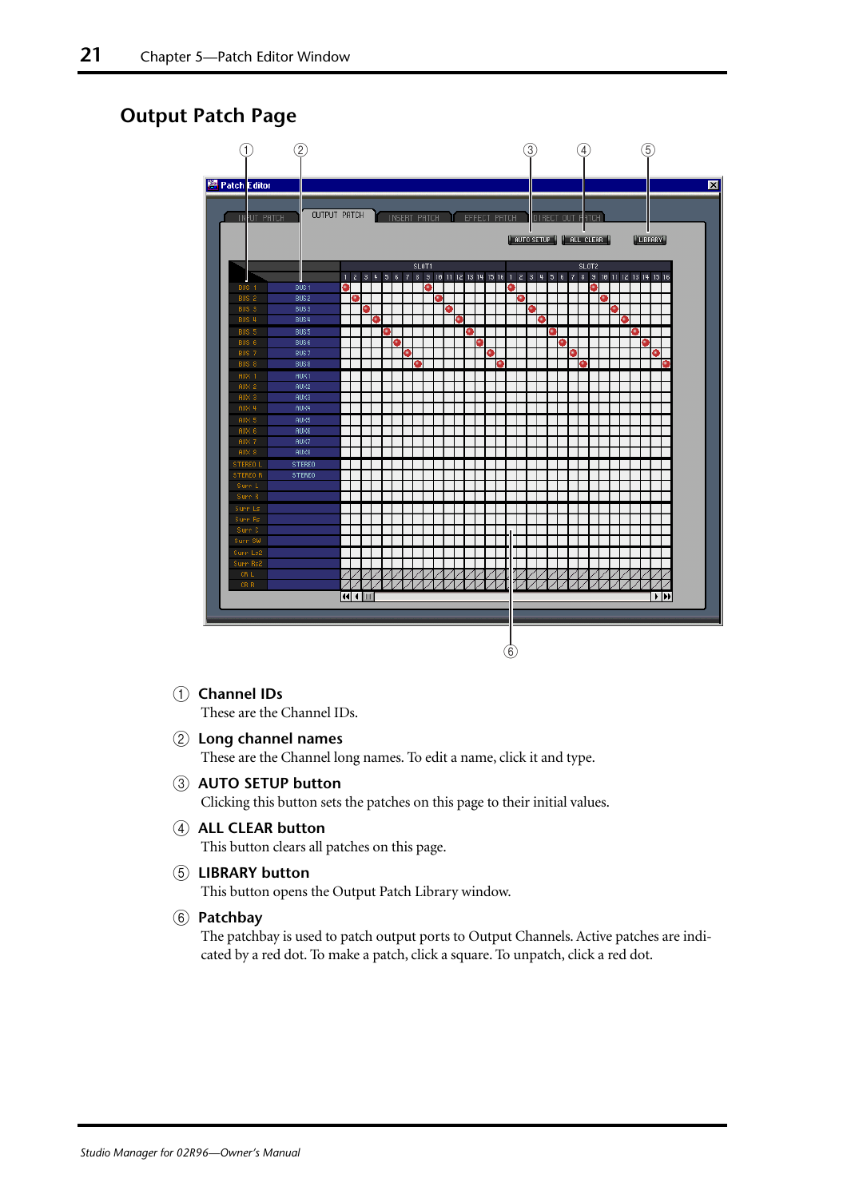## Output Patch Page

① **Channel IDs**
These are the Channel IDs.

② **Long channel names**
These are the Channel long names. To edit a name, click it and type.

③ **AUTO SETUP button**
Clicking this button sets the patches on this page to their initial values.

④ **ALL CLEAR button**
This button clears all patches on this page.

⑤ **LIBRARY button**
This button opens the Output Patch Library window.

⑥ **Patchbay**
The patchbay is used to patch output ports to Output Channels. Active patches are indicated by a red dot. To make a patch, click a square. To unpatch, click a red dot.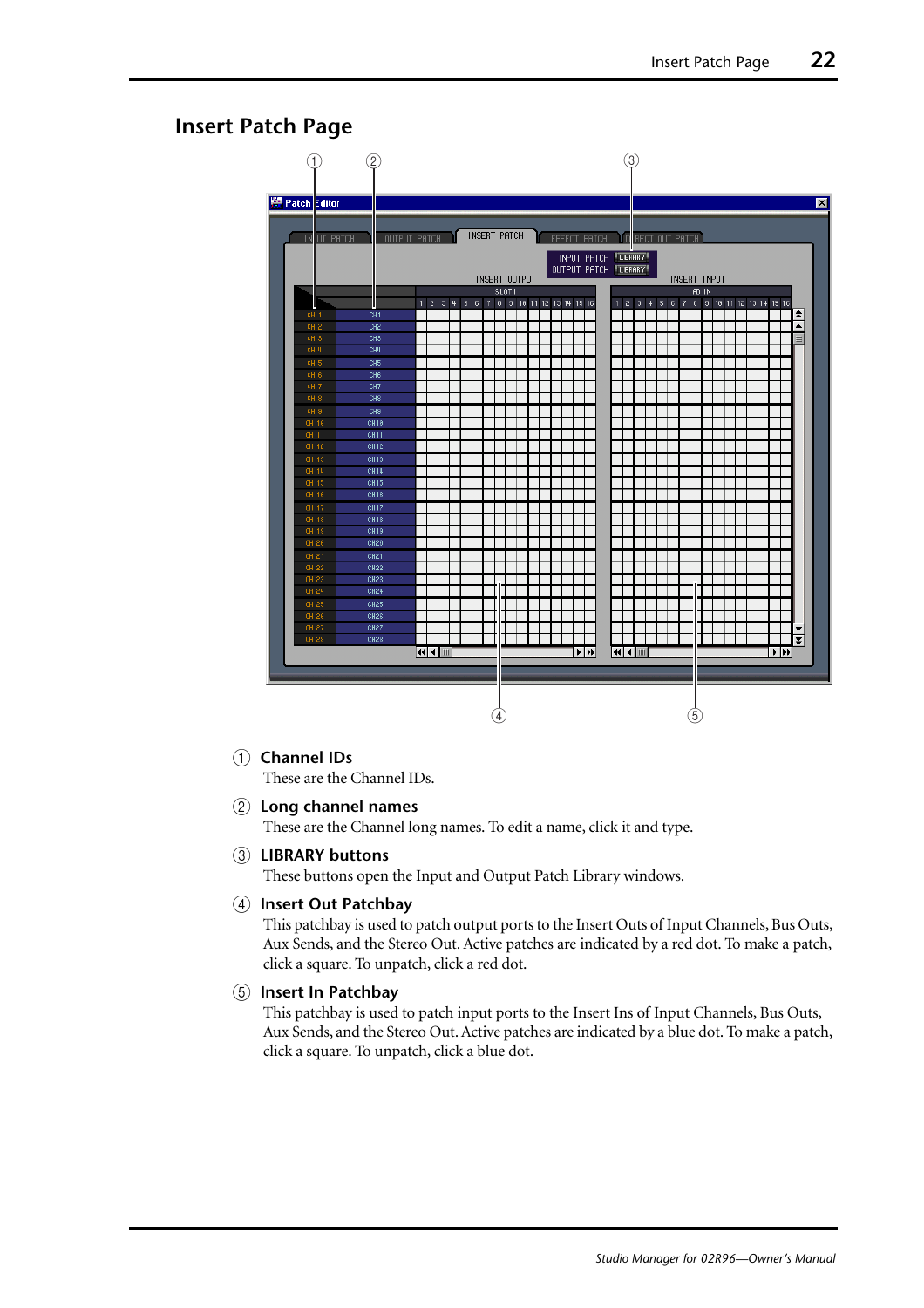# Insert Patch Page

① **Channel IDs**

These are the Channel IDs.

② **Long channel names**

These are the Channel long names. To edit a name, click it and type.

③ **LIBRARY buttons**

These buttons open the Input and Output Patch Library windows.

④ **Insert Out Patchbay**

This patchbay is used to patch output ports to the Insert Outs of Input Channels, Bus Outs, Aux Sends, and the Stereo Out. Active patches are indicated by a red dot. To make a patch, click a square. To unpatch, click a red dot.

⑤ **Insert In Patchbay**

This patchbay is used to patch input ports to the Insert Ins of Input Channels, Bus Outs, Aux Sends, and the Stereo Out. Active patches are indicated by a blue dot. To make a patch, click a square. To unpatch, click a blue dot.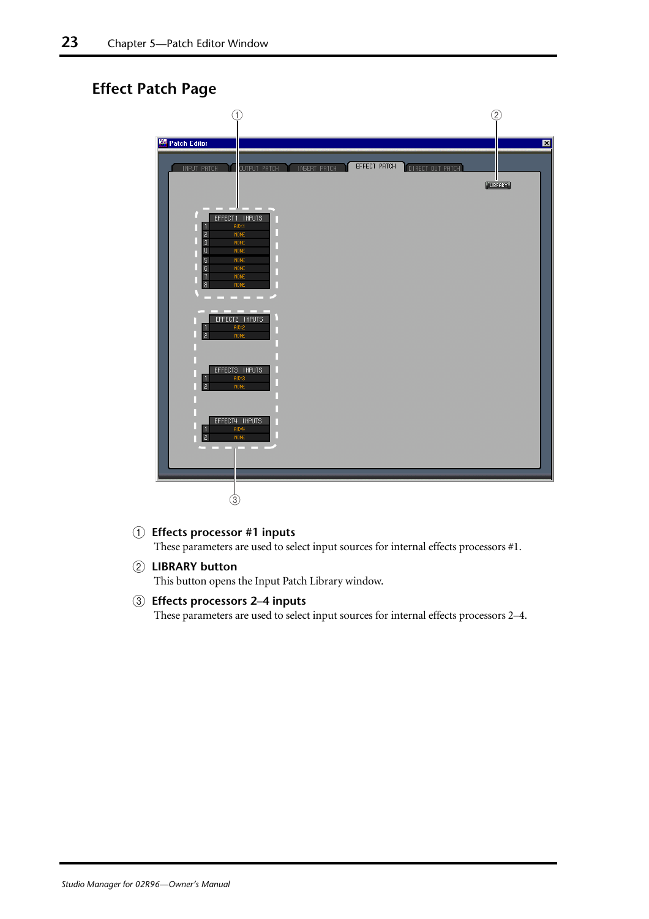## Effect Patch Page

① **Effects processor #1 inputs**

These parameters are used to select input sources for internal effects processors #1.

② **LIBRARY button**

This button opens the Input Patch Library window.

③ **Effects processors 2–4 inputs**

These parameters are used to select input sources for internal effects processors 2–4.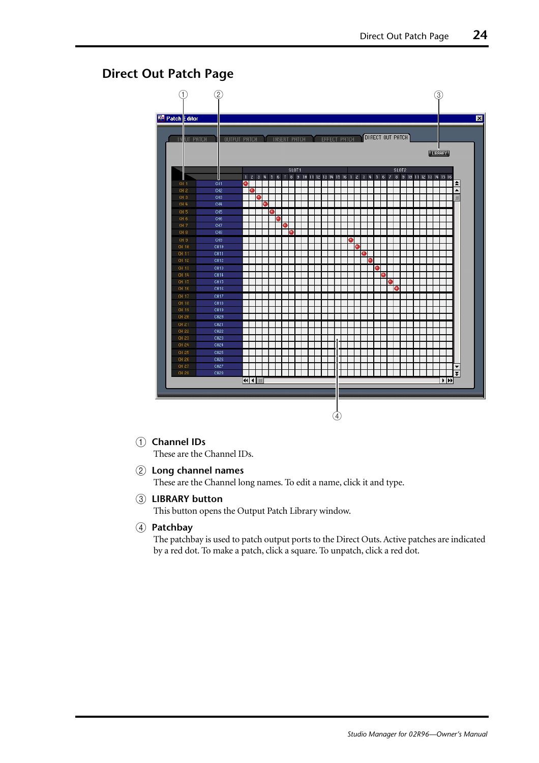## Direct Out Patch Page

① **Channel IDs**
These are the Channel IDs.

② **Long channel names**
These are the Channel long names. To edit a name, click it and type.

③ **LIBRARY button**
This button opens the Output Patch Library window.

④ **Patchbay**
The patchbay is used to patch output ports to the Direct Outs. Active patches are indicated by a red dot. To make a patch, click a square. To unpatch, click a red dot.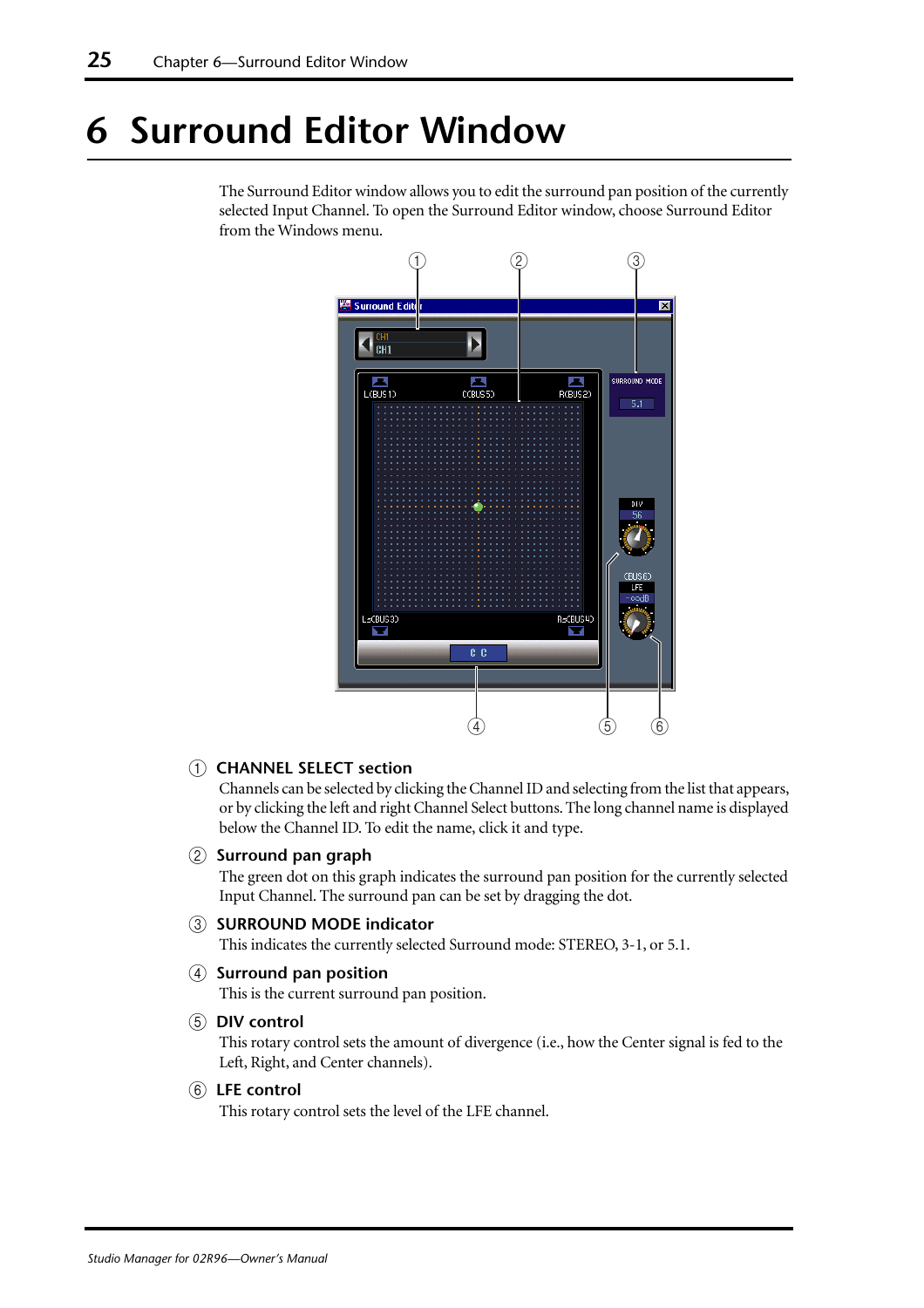# 6 Surround Editor Window

The Surround Editor window allows you to edit the surround pan position of the currently selected Input Channel. To open the Surround Editor window, choose Surround Editor from the Windows menu.

① **CHANNEL SELECT section**
Channels can be selected by clicking the Channel ID and selecting from the list that appears, or by clicking the left and right Channel Select buttons. The long channel name is displayed below the Channel ID. To edit the name, click it and type.

② **Surround pan graph**
The green dot on this graph indicates the surround pan position for the currently selected Input Channel. The surround pan can be set by dragging the dot.

③ **SURROUND MODE indicator**
This indicates the currently selected Surround mode: STEREO, 3-1, or 5.1.

④ **Surround pan position**
This is the current surround pan position.

⑤ **DIV control**
This rotary control sets the amount of divergence (i.e., how the Center signal is fed to the Left, Right, and Center channels).

⑥ **LFE control**
This rotary control sets the level of the LFE channel.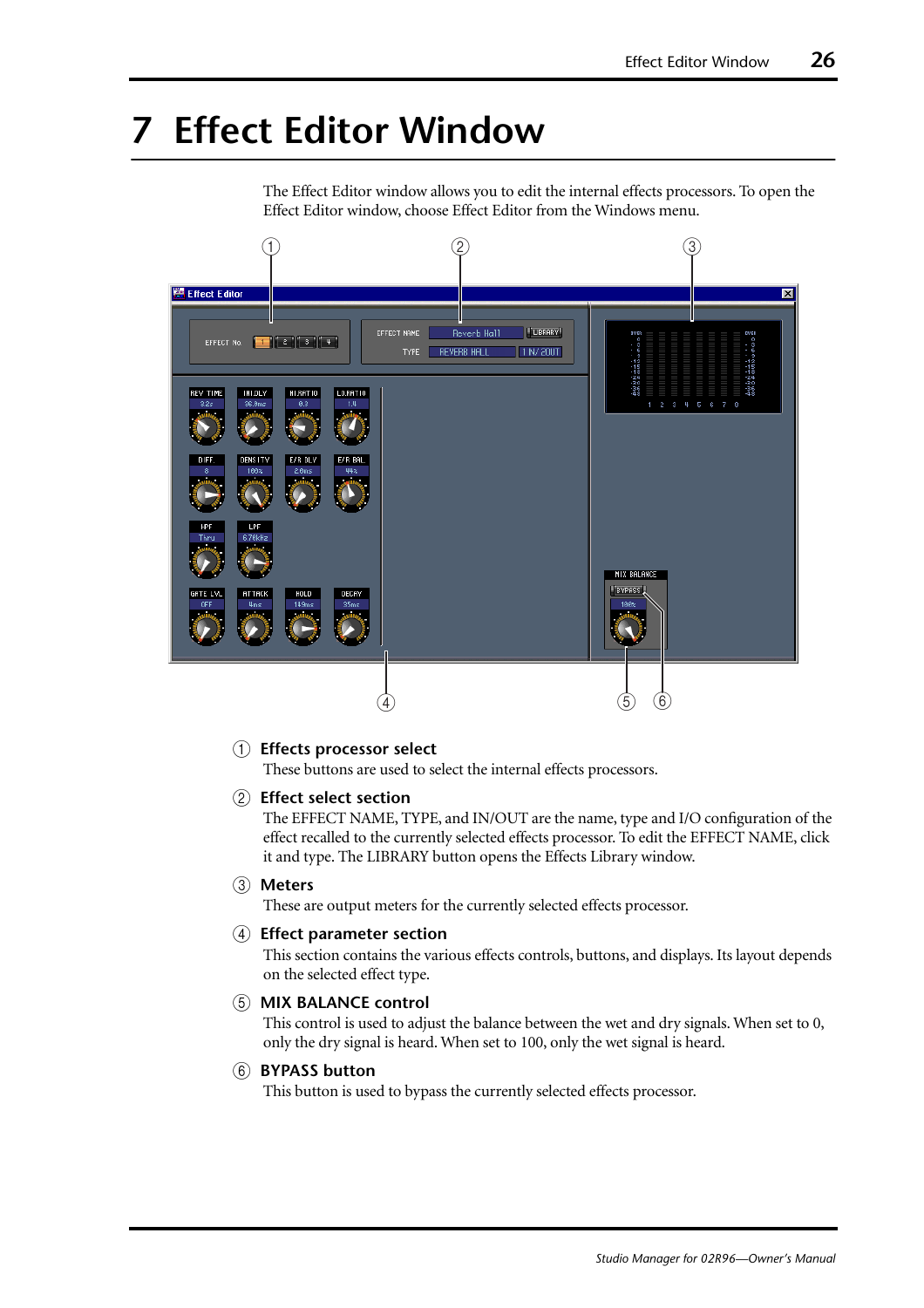# 7 Effect Editor Window

The Effect Editor window allows you to edit the internal effects processors. To open the Effect Editor window, choose Effect Editor from the Windows menu.

① **Effects processor select**
These buttons are used to select the internal effects processors.

② **Effect select section**
The EFFECT NAME, TYPE, and IN/OUT are the name, type and I/O configuration of the effect recalled to the currently selected effects processor. To edit the EFFECT NAME, click it and type. The LIBRARY button opens the Effects Library window.

③ **Meters**
These are output meters for the currently selected effects processor.

④ **Effect parameter section**
This section contains the various effects controls, buttons, and displays. Its layout depends on the selected effect type.

⑤ **MIX BALANCE control**
This control is used to adjust the balance between the wet and dry signals. When set to 0, only the dry signal is heard. When set to 100, only the wet signal is heard.

⑥ **BYPASS button**
This button is used to bypass the currently selected effects processor.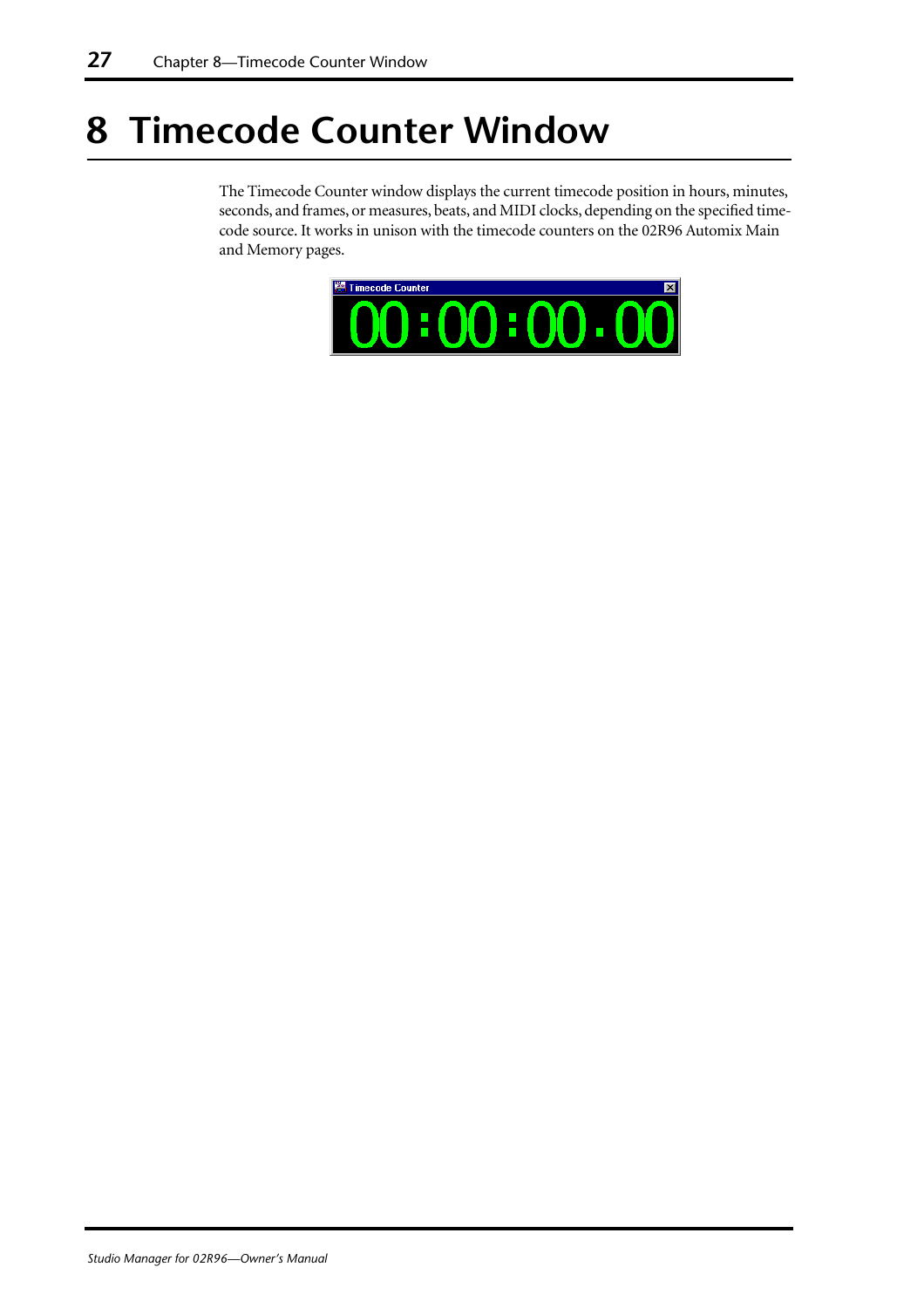# 8 Timecode Counter Window

The Timecode Counter window displays the current timecode position in hours, minutes, seconds, and frames, or measures, beats, and MIDI clocks, depending on the specified timecode source. It works in unison with the timecode counters on the 02R96 Automix Main and Memory pages.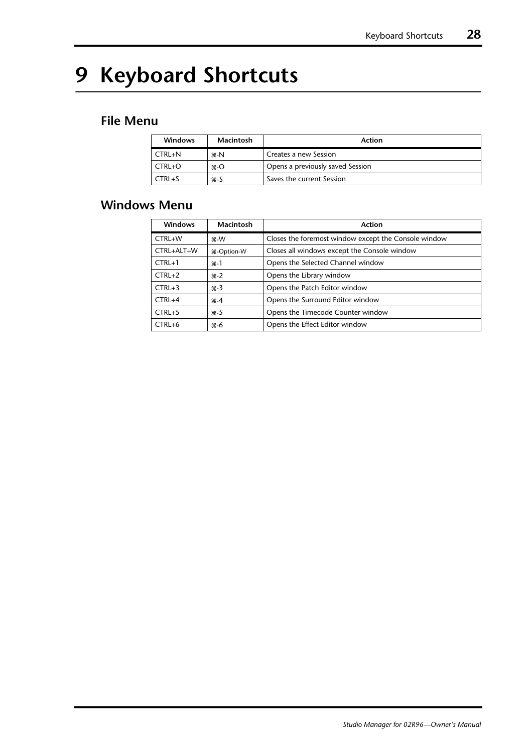# 9 Keyboard Shortcuts

## File Menu

| Windows | Macintosh | Action |
|---|---|---|
| CTRL+N | ⌘-N | Creates a new Session |
| CTRL+O | ⌘-O | Opens a previously saved Session |
| CTRL+S | ⌘-S | Saves the current Session |

## Windows Menu

| Windows | Macintosh | Action |
|---|---|---|
| CTRL+W | ⌘-W | Closes the foremost window except the Console window |
| CTRL+ALT+W | ⌘-Option-W | Closes all windows except the Console window |
| CTRL+1 | ⌘-1 | Opens the Selected Channel window |
| CTRL+2 | ⌘-2 | Opens the Library window |
| CTRL+3 | ⌘-3 | Opens the Patch Editor window |
| CTRL+4 | ⌘-4 | Opens the Surround Editor window |
| CTRL+5 | ⌘-5 | Opens the Timecode Counter window |
| CTRL+6 | ⌘-6 | Opens the Effect Editor window |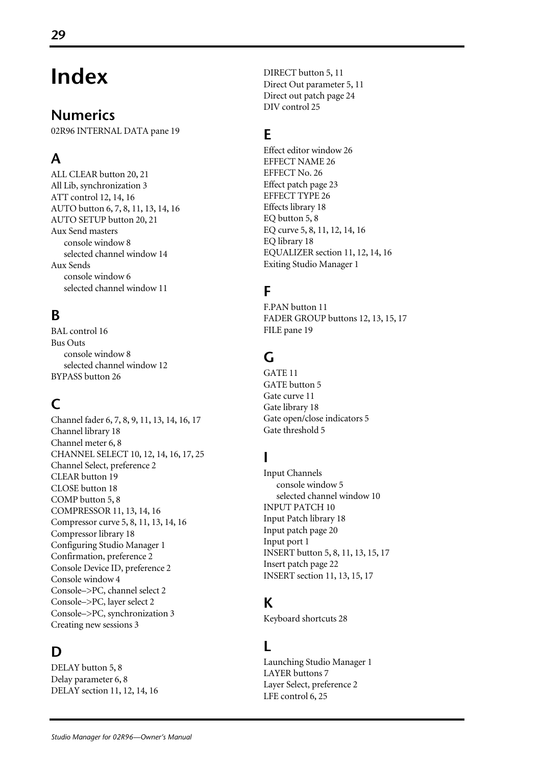# Index

## Numerics

02R96 INTERNAL DATA pane 19

## A

ALL CLEAR button 20, 21
All Lib, synchronization 3
ATT control 12, 14, 16
AUTO button 6, 7, 8, 11, 13, 14, 16
AUTO SETUP button 20, 21
Aux Send masters
 console window 8
 selected channel window 14
Aux Sends
 console window 6
 selected channel window 11

## B

BAL control 16
Bus Outs
 console window 8
 selected channel window 12
BYPASS button 26

## C

Channel fader 6, 7, 8, 9, 11, 13, 14, 16, 17
Channel library 18
Channel meter 6, 8
CHANNEL SELECT 10, 12, 14, 16, 17, 25
Channel Select, preference 2
CLEAR button 19
CLOSE button 18
COMP button 5, 8
COMPRESSOR 11, 13, 14, 16
Compressor curve 5, 8, 11, 13, 14, 16
Compressor library 18
Configuring Studio Manager 1
Confirmation, preference 2
Console Device ID, preference 2
Console window 4
Console–>PC, channel select 2
Console–>PC, layer select 2
Console–>PC, synchronization 3
Creating new sessions 3

## D

DELAY button 5, 8
Delay parameter 6, 8
DELAY section 11, 12, 14, 16
DIRECT button 5, 11
Direct Out parameter 5, 11
Direct out patch page 24
DIV control 25

## E

Effect editor window 26
EFFECT NAME 26
EFFECT No. 26
Effect patch page 23
EFFECT TYPE 26
Effects library 18
EQ button 5, 8
EQ curve 5, 8, 11, 12, 14, 16
EQ library 18
EQUALIZER section 11, 12, 14, 16
Exiting Studio Manager 1

## F

F.PAN button 11
FADER GROUP buttons 12, 13, 15, 17
FILE pane 19

## G

GATE 11
GATE button 5
Gate curve 11
Gate library 18
Gate open/close indicators 5
Gate threshold 5

## I

Input Channels
 console window 5
 selected channel window 10
INPUT PATCH 10
Input Patch library 18
Input patch page 20
Input port 1
INSERT button 5, 8, 11, 13, 15, 17
Insert patch page 22
INSERT section 11, 13, 15, 17

## K

Keyboard shortcuts 28

## L

Launching Studio Manager 1
LAYER buttons 7
Layer Select, preference 2
LFE control 6, 25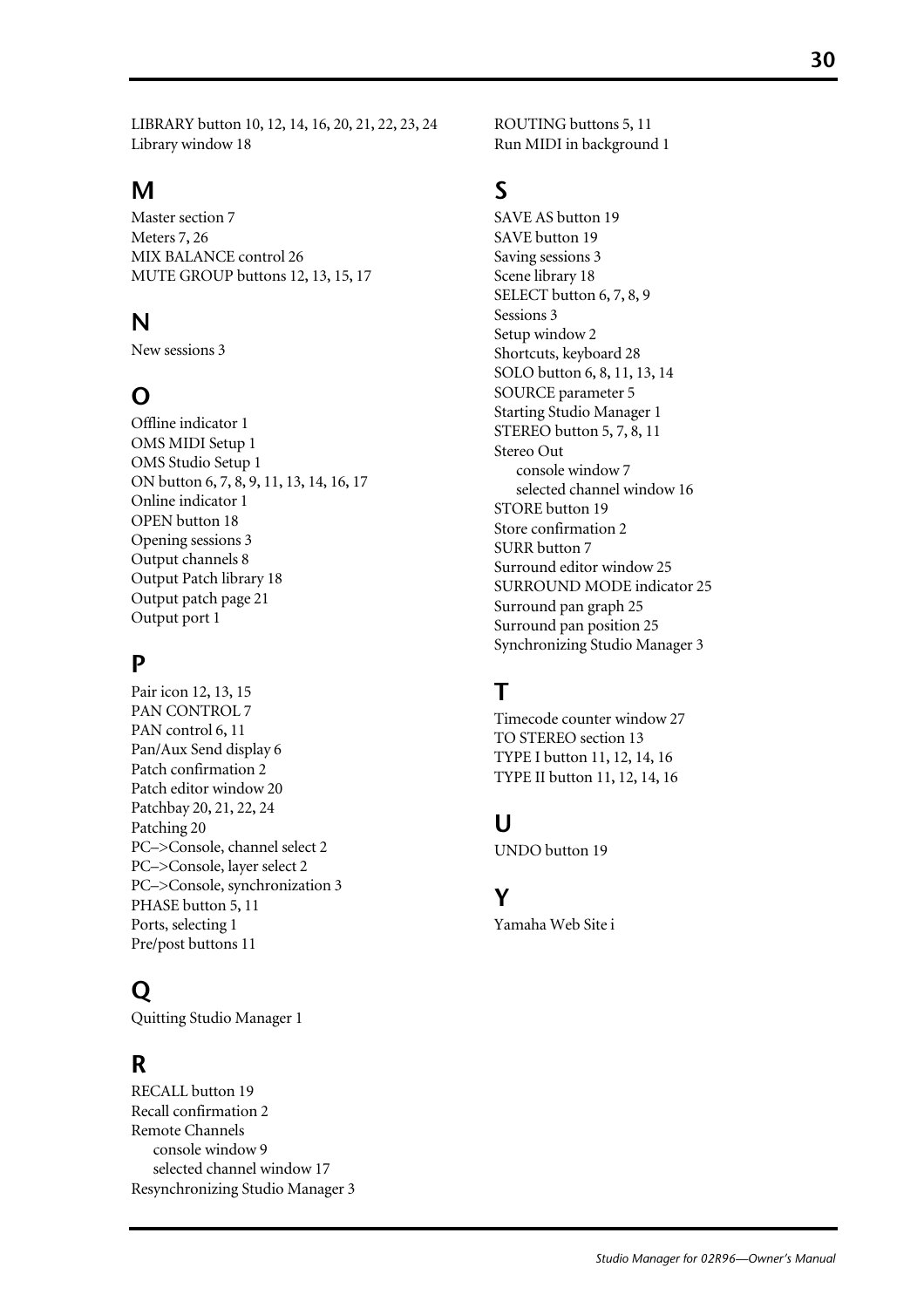LIBRARY button 10, 12, 14, 16, 20, 21, 22, 23, 24
Library window 18

## M

Master section 7
Meters 7, 26
MIX BALANCE control 26
MUTE GROUP buttons 12, 13, 15, 17

## N

New sessions 3

## O

Offline indicator 1
OMS MIDI Setup 1
OMS Studio Setup 1
ON button 6, 7, 8, 9, 11, 13, 14, 16, 17
Online indicator 1
OPEN button 18
Opening sessions 3
Output channels 8
Output Patch library 18
Output patch page 21
Output port 1

## P

Pair icon 12, 13, 15
PAN CONTROL 7
PAN control 6, 11
Pan/Aux Send display 6
Patch confirmation 2
Patch editor window 20
Patchbay 20, 21, 22, 24
Patching 20
PC–>Console, channel select 2
PC–>Console, layer select 2
PC–>Console, synchronization 3
PHASE button 5, 11
Ports, selecting 1
Pre/post buttons 11

## Q

Quitting Studio Manager 1

## R

RECALL button 19
Recall confirmation 2
Remote Channels
- console window 9
- selected channel window 17

Resynchronizing Studio Manager 3
ROUTING buttons 5, 11
Run MIDI in background 1

## S

SAVE AS button 19
SAVE button 19
Saving sessions 3
Scene library 18
SELECT button 6, 7, 8, 9
Sessions 3
Setup window 2
Shortcuts, keyboard 28
SOLO button 6, 8, 11, 13, 14
SOURCE parameter 5
Starting Studio Manager 1
STEREO button 5, 7, 8, 11
Stereo Out
- console window 7
- selected channel window 16

STORE button 19
Store confirmation 2
SURR button 7
Surround editor window 25
SURROUND MODE indicator 25
Surround pan graph 25
Surround pan position 25
Synchronizing Studio Manager 3

## T

Timecode counter window 27
TO STEREO section 13
TYPE I button 11, 12, 14, 16
TYPE II button 11, 12, 14, 16

## U

UNDO button 19

## Y

Yamaha Web Site i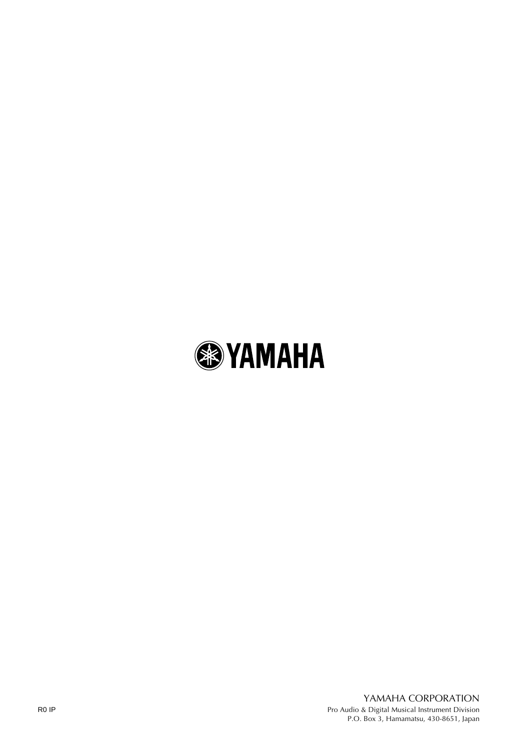YAMAHA

YAMAHA CORPORATION

Pro Audio & Digital Musical Instrument Division

P.O. Box 3, Hamamatsu, 430-8651, Japan

R0 IP